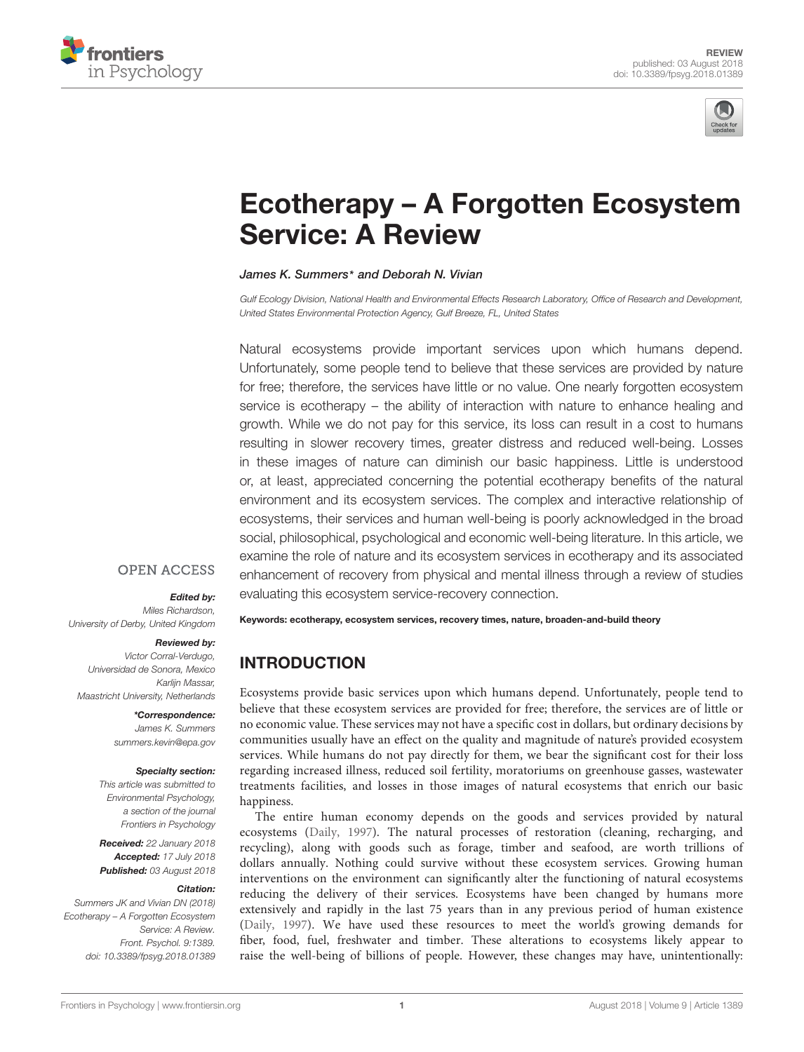REVIEW
published: 03 August 2018
doi: 10.3389/fpsyg.2018.01389

# Ecotherapy – A Forgotten Ecosystem Service: A Review

*James K. Summers\* and Deborah N. Vivian*

*Gulf Ecology Division, National Health and Environmental Effects Research Laboratory, Office of Research and Development, United States Environmental Protection Agency, Gulf Breeze, FL, United States*

Natural ecosystems provide important services upon which humans depend. Unfortunately, some people tend to believe that these services are provided by nature for free; therefore, the services have little or no value. One nearly forgotten ecosystem service is ecotherapy – the ability of interaction with nature to enhance healing and growth. While we do not pay for this service, its loss can result in a cost to humans resulting in slower recovery times, greater distress and reduced well-being. Losses in these images of nature can diminish our basic happiness. Little is understood or, at least, appreciated concerning the potential ecotherapy benefits of the natural environment and its ecosystem services. The complex and interactive relationship of ecosystems, their services and human well-being is poorly acknowledged in the broad social, philosophical, psychological and economic well-being literature. In this article, we examine the role of nature and its ecosystem services in ecotherapy and its associated enhancement of recovery from physical and mental illness through a review of studies evaluating this ecosystem service-recovery connection.

**Keywords: ecotherapy, ecosystem services, recovery times, nature, broaden-and-build theory**

OPEN ACCESS

***Edited by:***
*Miles Richardson, University of Derby, United Kingdom*

***Reviewed by:***
*Victor Corral-Verdugo, Universidad de Sonora, Mexico*
*Karlijn Massar, Maastricht University, Netherlands*

***\*Correspondence:***
*James K. Summers*
*summers.kevin@epa.gov*

***Specialty section:***
*This article was submitted to Environmental Psychology, a section of the journal Frontiers in Psychology*

***Received:*** *22 January 2018*
***Accepted:*** *17 July 2018*
***Published:*** *03 August 2018*

***Citation:***
*Summers JK and Vivian DN (2018) Ecotherapy – A Forgotten Ecosystem Service: A Review. Front. Psychol. 9:1389. doi: 10.3389/fpsyg.2018.01389*

## INTRODUCTION

Ecosystems provide basic services upon which humans depend. Unfortunately, people tend to believe that these ecosystem services are provided for free; therefore, the services are of little or no economic value. These services may not have a specific cost in dollars, but ordinary decisions by communities usually have an effect on the quality and magnitude of nature's provided ecosystem services. While humans do not pay directly for them, we bear the significant cost for their loss regarding increased illness, reduced soil fertility, moratoriums on greenhouse gasses, wastewater treatments facilities, and losses in those images of natural ecosystems that enrich our basic happiness.

The entire human economy depends on the goods and services provided by natural ecosystems (Daily, 1997). The natural processes of restoration (cleaning, recharging, and recycling), along with goods such as forage, timber and seafood, are worth trillions of dollars annually. Nothing could survive without these ecosystem services. Growing human interventions on the environment can significantly alter the functioning of natural ecosystems reducing the delivery of their services. Ecosystems have been changed by humans more extensively and rapidly in the last 75 years than in any previous period of human existence (Daily, 1997). We have used these resources to meet the world's growing demands for fiber, food, fuel, freshwater and timber. These alterations to ecosystems likely appear to raise the well-being of billions of people. However, these changes may have, unintentionally: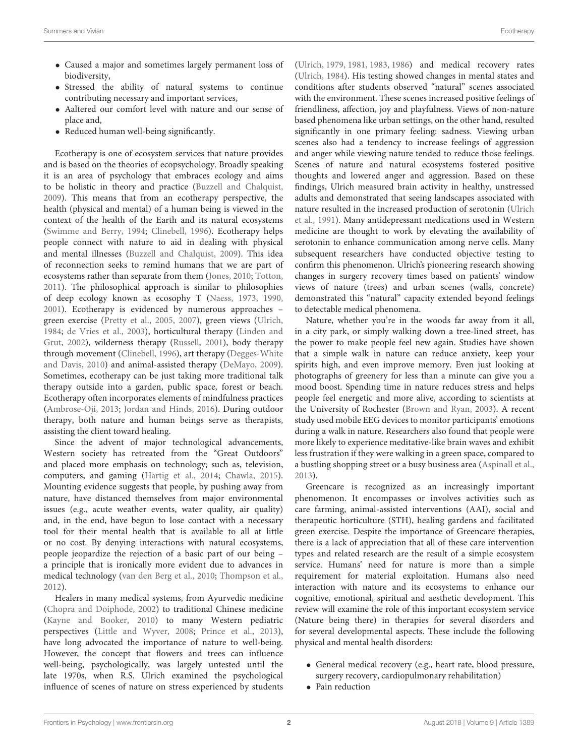- Caused a major and sometimes largely permanent loss of biodiversity,
- Stressed the ability of natural systems to continue contributing necessary and important services,
- Aaltered our comfort level with nature and our sense of place and,
- Reduced human well-being significantly.

Ecotherapy is one of ecosystem services that nature provides and is based on the theories of ecopsychology. Broadly speaking it is an area of psychology that embraces ecology and aims to be holistic in theory and practice (Buzzell and Chalquist, 2009). This means that from an ecotherapy perspective, the health (physical and mental) of a human being is viewed in the context of the health of the Earth and its natural ecosystems (Swimme and Berry, 1994; Clinebell, 1996). Ecotherapy helps people connect with nature to aid in dealing with physical and mental illnesses (Buzzell and Chalquist, 2009). This idea of reconnection seeks to remind humans that we are part of ecosystems rather than separate from them (Jones, 2010; Totton, 2011). The philosophical approach is similar to philosophies of deep ecology known as ecosophy T (Naess, 1973, 1990, 2001). Ecotherapy is evidenced by numerous approaches – green exercise (Pretty et al., 2005, 2007), green views (Ulrich, 1984; de Vries et al., 2003), horticultural therapy (Linden and Grut, 2002), wilderness therapy (Russell, 2001), body therapy through movement (Clinebell, 1996), art therapy (Degges-White and Davis, 2010) and animal-assisted therapy (DeMayo, 2009). Sometimes, ecotherapy can be just taking more traditional talk therapy outside into a garden, public space, forest or beach. Ecotherapy often incorporates elements of mindfulness practices (Ambrose-Oji, 2013; Jordan and Hinds, 2016). During outdoor therapy, both nature and human beings serve as therapists, assisting the client toward healing.

Since the advent of major technological advancements, Western society has retreated from the "Great Outdoors" and placed more emphasis on technology; such as, television, computers, and gaming (Hartig et al., 2014; Chawla, 2015). Mounting evidence suggests that people, by pushing away from nature, have distanced themselves from major environmental issues (e.g., acute weather events, water quality, air quality) and, in the end, have begun to lose contact with a necessary tool for their mental health that is available to all at little or no cost. By denying interactions with natural ecosystems, people jeopardize the rejection of a basic part of our being – a principle that is ironically more evident due to advances in medical technology (van den Berg et al., 2010; Thompson et al., 2012).

Healers in many medical systems, from Ayurvedic medicine (Chopra and Doiphode, 2002) to traditional Chinese medicine (Kayne and Booker, 2010) to many Western pediatric perspectives (Little and Wyver, 2008; Prince et al., 2013), have long advocated the importance of nature to well-being. However, the concept that flowers and trees can influence well-being, psychologically, was largely untested until the late 1970s, when R.S. Ulrich examined the psychological influence of scenes of nature on stress experienced by students (Ulrich, 1979, 1981, 1983, 1986) and medical recovery rates (Ulrich, 1984). His testing showed changes in mental states and conditions after students observed "natural" scenes associated with the environment. These scenes increased positive feelings of friendliness, affection, joy and playfulness. Views of non-nature based phenomena like urban settings, on the other hand, resulted significantly in one primary feeling: sadness. Viewing urban scenes also had a tendency to increase feelings of aggression and anger while viewing nature tended to reduce those feelings. Scenes of nature and natural ecosystems fostered positive thoughts and lowered anger and aggression. Based on these findings, Ulrich measured brain activity in healthy, unstressed adults and demonstrated that seeing landscapes associated with nature resulted in the increased production of serotonin (Ulrich et al., 1991). Many antidepressant medications used in Western medicine are thought to work by elevating the availability of serotonin to enhance communication among nerve cells. Many subsequent researchers have conducted objective testing to confirm this phenomenon. Ulrich's pioneering research showing changes in surgery recovery times based on patients' window views of nature (trees) and urban scenes (walls, concrete) demonstrated this "natural" capacity extended beyond feelings to detectable medical phenomena.

Nature, whether you're in the woods far away from it all, in a city park, or simply walking down a tree-lined street, has the power to make people feel new again. Studies have shown that a simple walk in nature can reduce anxiety, keep your spirits high, and even improve memory. Even just looking at photographs of greenery for less than a minute can give you a mood boost. Spending time in nature reduces stress and helps people feel energetic and more alive, according to scientists at the University of Rochester (Brown and Ryan, 2003). A recent study used mobile EEG devices to monitor participants' emotions during a walk in nature. Researchers also found that people were more likely to experience meditative-like brain waves and exhibit less frustration if they were walking in a green space, compared to a bustling shopping street or a busy business area (Aspinall et al., 2013).

Greencare is recognized as an increasingly important phenomenon. It encompasses or involves activities such as care farming, animal-assisted interventions (AAI), social and therapeutic horticulture (STH), healing gardens and facilitated green exercise. Despite the importance of Greencare therapies, there is a lack of appreciation that all of these care intervention types and related research are the result of a simple ecosystem service. Humans' need for nature is more than a simple requirement for material exploitation. Humans also need interaction with nature and its ecosystems to enhance our cognitive, emotional, spiritual and aesthetic development. This review will examine the role of this important ecosystem service (Nature being there) in therapies for several disorders and for several developmental aspects. These include the following physical and mental health disorders:

- General medical recovery (e.g., heart rate, blood pressure, surgery recovery, cardiopulmonary rehabilitation)
- Pain reduction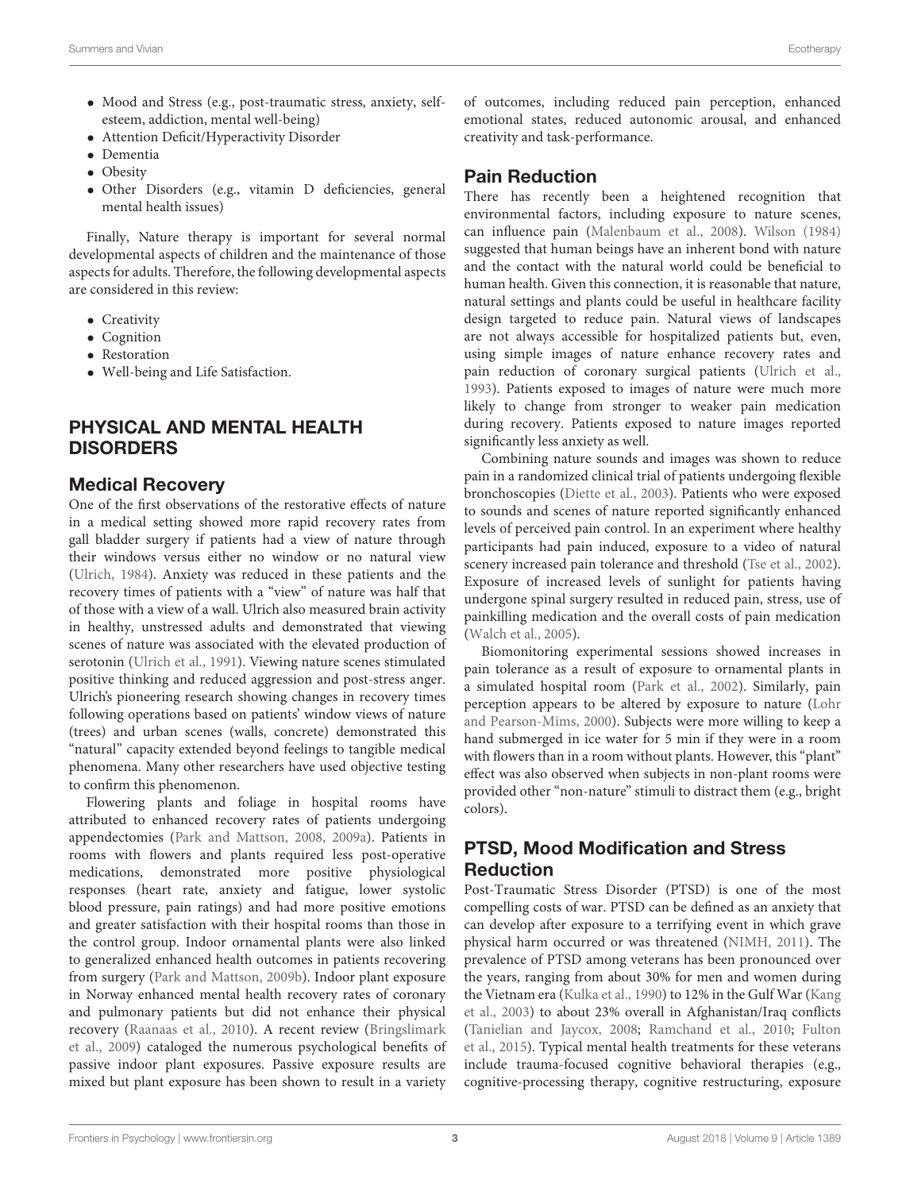- Mood and Stress (e.g., post-traumatic stress, anxiety, self-esteem, addiction, mental well-being)
- Attention Deficit/Hyperactivity Disorder
- Dementia
- Obesity
- Other Disorders (e.g., vitamin D deficiencies, general mental health issues)

Finally, Nature therapy is important for several normal developmental aspects of children and the maintenance of those aspects for adults. Therefore, the following developmental aspects are considered in this review:

- Creativity
- Cognition
- Restoration
- Well-being and Life Satisfaction.

## PHYSICAL AND MENTAL HEALTH DISORDERS

### Medical Recovery

One of the first observations of the restorative effects of nature in a medical setting showed more rapid recovery rates from gall bladder surgery if patients had a view of nature through their windows versus either no window or no natural view (Ulrich, 1984). Anxiety was reduced in these patients and the recovery times of patients with a "view" of nature was half that of those with a view of a wall. Ulrich also measured brain activity in healthy, unstressed adults and demonstrated that viewing scenes of nature was associated with the elevated production of serotonin (Ulrich et al., 1991). Viewing nature scenes stimulated positive thinking and reduced aggression and post-stress anger. Ulrich's pioneering research showing changes in recovery times following operations based on patients' window views of nature (trees) and urban scenes (walls, concrete) demonstrated this "natural" capacity extended beyond feelings to tangible medical phenomena. Many other researchers have used objective testing to confirm this phenomenon.

Flowering plants and foliage in hospital rooms have attributed to enhanced recovery rates of patients undergoing appendectomies (Park and Mattson, 2008, 2009a). Patients in rooms with flowers and plants required less post-operative medications, demonstrated more positive physiological responses (heart rate, anxiety and fatigue, lower systolic blood pressure, pain ratings) and had more positive emotions and greater satisfaction with their hospital rooms than those in the control group. Indoor ornamental plants were also linked to generalized enhanced health outcomes in patients recovering from surgery (Park and Mattson, 2009b). Indoor plant exposure in Norway enhanced mental health recovery rates of coronary and pulmonary patients but did not enhance their physical recovery (Raanaas et al., 2010). A recent review (Bringslimark et al., 2009) cataloged the numerous psychological benefits of passive indoor plant exposures. Passive exposure results are mixed but plant exposure has been shown to result in a variety of outcomes, including reduced pain perception, enhanced emotional states, reduced autonomic arousal, and enhanced creativity and task-performance.

### Pain Reduction

There has recently been a heightened recognition that environmental factors, including exposure to nature scenes, can influence pain (Malenbaum et al., 2008). Wilson (1984) suggested that human beings have an inherent bond with nature and the contact with the natural world could be beneficial to human health. Given this connection, it is reasonable that nature, natural settings and plants could be useful in healthcare facility design targeted to reduce pain. Natural views of landscapes are not always accessible for hospitalized patients but, even, using simple images of nature enhance recovery rates and pain reduction of coronary surgical patients (Ulrich et al., 1993). Patients exposed to images of nature were much more likely to change from stronger to weaker pain medication during recovery. Patients exposed to nature images reported significantly less anxiety as well.

Combining nature sounds and images was shown to reduce pain in a randomized clinical trial of patients undergoing flexible bronchoscopies (Diette et al., 2003). Patients who were exposed to sounds and scenes of nature reported significantly enhanced levels of perceived pain control. In an experiment where healthy participants had pain induced, exposure to a video of natural scenery increased pain tolerance and threshold (Tse et al., 2002). Exposure of increased levels of sunlight for patients having undergone spinal surgery resulted in reduced pain, stress, use of painkilling medication and the overall costs of pain medication (Walch et al., 2005).

Biomonitoring experimental sessions showed increases in pain tolerance as a result of exposure to ornamental plants in a simulated hospital room (Park et al., 2002). Similarly, pain perception appears to be altered by exposure to nature (Lohr and Pearson-Mims, 2000). Subjects were more willing to keep a hand submerged in ice water for 5 min if they were in a room with flowers than in a room without plants. However, this "plant" effect was also observed when subjects in non-plant rooms were provided other "non-nature" stimuli to distract them (e.g., bright colors).

### PTSD, Mood Modification and Stress Reduction

Post-Traumatic Stress Disorder (PTSD) is one of the most compelling costs of war. PTSD can be defined as an anxiety that can develop after exposure to a terrifying event in which grave physical harm occurred or was threatened (NIMH, 2011). The prevalence of PTSD among veterans has been pronounced over the years, ranging from about 30% for men and women during the Vietnam era (Kulka et al., 1990) to 12% in the Gulf War (Kang et al., 2003) to about 23% overall in Afghanistan/Iraq conflicts (Tanielian and Jaycox, 2008; Ramchand et al., 2010; Fulton et al., 2015). Typical mental health treatments for these veterans include trauma-focused cognitive behavioral therapies (e.g., cognitive-processing therapy, cognitive restructuring, exposure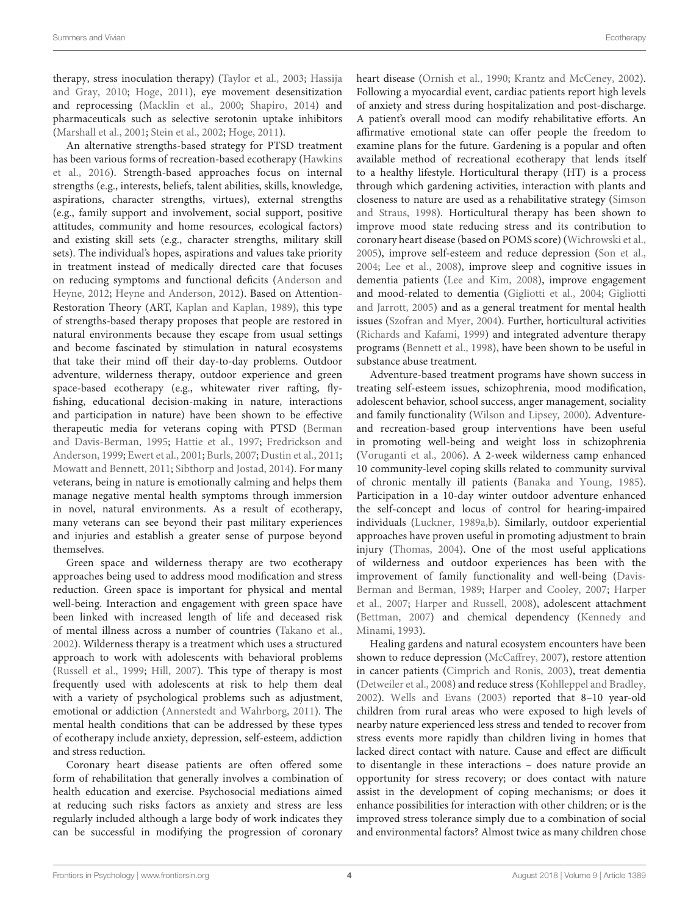therapy, stress inoculation therapy) (Taylor et al., 2003; Hassija and Gray, 2010; Hoge, 2011), eye movement desensitization and reprocessing (Macklin et al., 2000; Shapiro, 2014) and pharmaceuticals such as selective serotonin uptake inhibitors (Marshall et al., 2001; Stein et al., 2002; Hoge, 2011).

An alternative strengths-based strategy for PTSD treatment has been various forms of recreation-based ecotherapy (Hawkins et al., 2016). Strength-based approaches focus on internal strengths (e.g., interests, beliefs, talent abilities, skills, knowledge, aspirations, character strengths, virtues), external strengths (e.g., family support and involvement, social support, positive attitudes, community and home resources, ecological factors) and existing skill sets (e.g., character strengths, military skill sets). The individual's hopes, aspirations and values take priority in treatment instead of medically directed care that focuses on reducing symptoms and functional deficits (Anderson and Heyne, 2012; Heyne and Anderson, 2012). Based on Attention-Restoration Theory (ART, Kaplan and Kaplan, 1989), this type of strengths-based therapy proposes that people are restored in natural environments because they escape from usual settings and become fascinated by stimulation in natural ecosystems that take their mind off their day-to-day problems. Outdoor adventure, wilderness therapy, outdoor experience and green space-based ecotherapy (e.g., whitewater river rafting, fly-fishing, educational decision-making in nature, interactions and participation in nature) have been shown to be effective therapeutic media for veterans coping with PTSD (Berman and Davis-Berman, 1995; Hattie et al., 1997; Fredrickson and Anderson, 1999; Ewert et al., 2001; Burls, 2007; Dustin et al., 2011; Mowatt and Bennett, 2011; Sibthorp and Jostad, 2014). For many veterans, being in nature is emotionally calming and helps them manage negative mental health symptoms through immersion in novel, natural environments. As a result of ecotherapy, many veterans can see beyond their past military experiences and injuries and establish a greater sense of purpose beyond themselves.

Green space and wilderness therapy are two ecotherapy approaches being used to address mood modification and stress reduction. Green space is important for physical and mental well-being. Interaction and engagement with green space have been linked with increased length of life and deceased risk of mental illness across a number of countries (Takano et al., 2002). Wilderness therapy is a treatment which uses a structured approach to work with adolescents with behavioral problems (Russell et al., 1999; Hill, 2007). This type of therapy is most frequently used with adolescents at risk to help them deal with a variety of psychological problems such as adjustment, emotional or addiction (Annerstedt and Wahrborg, 2011). The mental health conditions that can be addressed by these types of ecotherapy include anxiety, depression, self-esteem, addiction and stress reduction.

Coronary heart disease patients are often offered some form of rehabilitation that generally involves a combination of health education and exercise. Psychosocial mediations aimed at reducing such risks factors as anxiety and stress are less regularly included although a large body of work indicates they can be successful in modifying the progression of coronary heart disease (Ornish et al., 1990; Krantz and McCeney, 2002). Following a myocardial event, cardiac patients report high levels of anxiety and stress during hospitalization and post-discharge. A patient's overall mood can modify rehabilitative efforts. An affirmative emotional state can offer people the freedom to examine plans for the future. Gardening is a popular and often available method of recreational ecotherapy that lends itself to a healthy lifestyle. Horticultural therapy (HT) is a process through which gardening activities, interaction with plants and closeness to nature are used as a rehabilitative strategy (Simson and Straus, 1998). Horticultural therapy has been shown to improve mood state reducing stress and its contribution to coronary heart disease (based on POMS score) (Wichrowski et al., 2005), improve self-esteem and reduce depression (Son et al., 2004; Lee et al., 2008), improve sleep and cognitive issues in dementia patients (Lee and Kim, 2008), improve engagement and mood-related to dementia (Gigliotti et al., 2004; Gigliotti and Jarrott, 2005) and as a general treatment for mental health issues (Szofran and Myer, 2004). Further, horticultural activities (Richards and Kafami, 1999) and integrated adventure therapy programs (Bennett et al., 1998), have been shown to be useful in substance abuse treatment.

Adventure-based treatment programs have shown success in treating self-esteem issues, schizophrenia, mood modification, adolescent behavior, school success, anger management, sociality and family functionality (Wilson and Lipsey, 2000). Adventure- and recreation-based group interventions have been useful in promoting well-being and weight loss in schizophrenia (Voruganti et al., 2006). A 2-week wilderness camp enhanced 10 community-level coping skills related to community survival of chronic mentally ill patients (Banaka and Young, 1985). Participation in a 10-day winter outdoor adventure enhanced the self-concept and locus of control for hearing-impaired individuals (Luckner, 1989a,b). Similarly, outdoor experiential approaches have proven useful in promoting adjustment to brain injury (Thomas, 2004). One of the most useful applications of wilderness and outdoor experiences has been with the improvement of family functionality and well-being (Davis-Berman and Berman, 1989; Harper and Cooley, 2007; Harper et al., 2007; Harper and Russell, 2008), adolescent attachment (Bettman, 2007) and chemical dependency (Kennedy and Minami, 1993).

Healing gardens and natural ecosystem encounters have been shown to reduce depression (McCaffrey, 2007), restore attention in cancer patients (Cimprich and Ronis, 2003), treat dementia (Detweiler et al., 2008) and reduce stress (Kohlleppel and Bradley, 2002). Wells and Evans (2003) reported that 8–10 year-old children from rural areas who were exposed to high levels of nearby nature experienced less stress and tended to recover from stress events more rapidly than children living in homes that lacked direct contact with nature. Cause and effect are difficult to disentangle in these interactions – does nature provide an opportunity for stress recovery; or does contact with nature assist in the development of coping mechanisms; or does it enhance possibilities for interaction with other children; or is the improved stress tolerance simply due to a combination of social and environmental factors? Almost twice as many children chose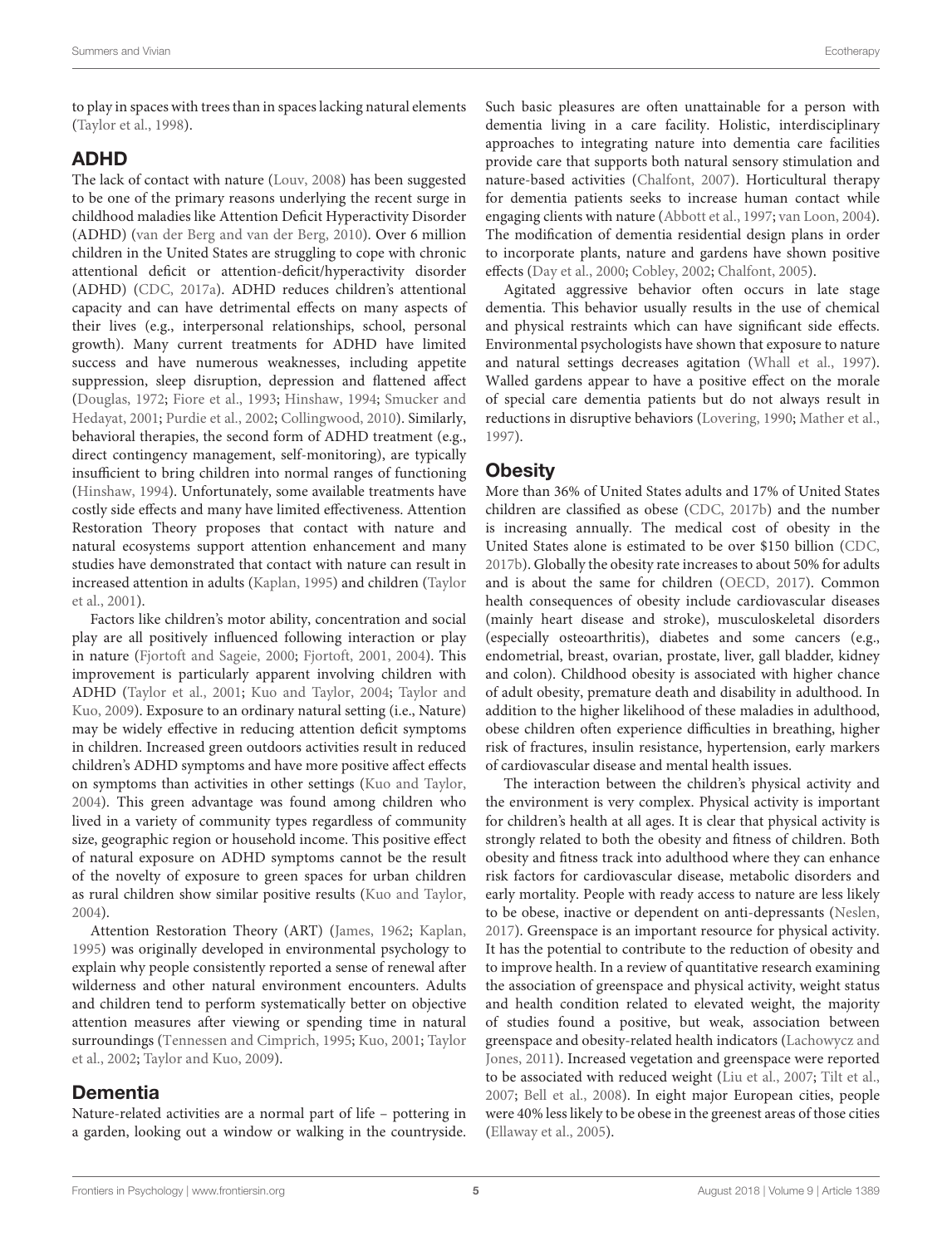to play in spaces with trees than in spaces lacking natural elements (Taylor et al., 1998).

## ADHD

The lack of contact with nature (Louv, 2008) has been suggested to be one of the primary reasons underlying the recent surge in childhood maladies like Attention Deficit Hyperactivity Disorder (ADHD) (van der Berg and van der Berg, 2010). Over 6 million children in the United States are struggling to cope with chronic attentional deficit or attention-deficit/hyperactivity disorder (ADHD) (CDC, 2017a). ADHD reduces children's attentional capacity and can have detrimental effects on many aspects of their lives (e.g., interpersonal relationships, school, personal growth). Many current treatments for ADHD have limited success and have numerous weaknesses, including appetite suppression, sleep disruption, depression and flattened affect (Douglas, 1972; Fiore et al., 1993; Hinshaw, 1994; Smucker and Hedayat, 2001; Purdie et al., 2002; Collingwood, 2010). Similarly, behavioral therapies, the second form of ADHD treatment (e.g., direct contingency management, self-monitoring), are typically insufficient to bring children into normal ranges of functioning (Hinshaw, 1994). Unfortunately, some available treatments have costly side effects and many have limited effectiveness. Attention Restoration Theory proposes that contact with nature and natural ecosystems support attention enhancement and many studies have demonstrated that contact with nature can result in increased attention in adults (Kaplan, 1995) and children (Taylor et al., 2001).

Factors like children's motor ability, concentration and social play are all positively influenced following interaction or play in nature (Fjortoft and Sageie, 2000; Fjortoft, 2001, 2004). This improvement is particularly apparent involving children with ADHD (Taylor et al., 2001; Kuo and Taylor, 2004; Taylor and Kuo, 2009). Exposure to an ordinary natural setting (i.e., Nature) may be widely effective in reducing attention deficit symptoms in children. Increased green outdoors activities result in reduced children's ADHD symptoms and have more positive affect effects on symptoms than activities in other settings (Kuo and Taylor, 2004). This green advantage was found among children who lived in a variety of community types regardless of community size, geographic region or household income. This positive effect of natural exposure on ADHD symptoms cannot be the result of the novelty of exposure to green spaces for urban children as rural children show similar positive results (Kuo and Taylor, 2004).

Attention Restoration Theory (ART) (James, 1962; Kaplan, 1995) was originally developed in environmental psychology to explain why people consistently reported a sense of renewal after wilderness and other natural environment encounters. Adults and children tend to perform systematically better on objective attention measures after viewing or spending time in natural surroundings (Tennessen and Cimprich, 1995; Kuo, 2001; Taylor et al., 2002; Taylor and Kuo, 2009).

## Dementia

Nature-related activities are a normal part of life – pottering in a garden, looking out a window or walking in the countryside. Such basic pleasures are often unattainable for a person with dementia living in a care facility. Holistic, interdisciplinary approaches to integrating nature into dementia care facilities provide care that supports both natural sensory stimulation and nature-based activities (Chalfont, 2007). Horticultural therapy for dementia patients seeks to increase human contact while engaging clients with nature (Abbott et al., 1997; van Loon, 2004). The modification of dementia residential design plans in order to incorporate plants, nature and gardens have shown positive effects (Day et al., 2000; Cobley, 2002; Chalfont, 2005).

Agitated aggressive behavior often occurs in late stage dementia. This behavior usually results in the use of chemical and physical restraints which can have significant side effects. Environmental psychologists have shown that exposure to nature and natural settings decreases agitation (Whall et al., 1997). Walled gardens appear to have a positive effect on the morale of special care dementia patients but do not always result in reductions in disruptive behaviors (Lovering, 1990; Mather et al., 1997).

## Obesity

More than 36% of United States adults and 17% of United States children are classified as obese (CDC, 2017b) and the number is increasing annually. The medical cost of obesity in the United States alone is estimated to be over $150 billion (CDC, 2017b). Globally the obesity rate increases to about 50% for adults and is about the same for children (OECD, 2017). Common health consequences of obesity include cardiovascular diseases (mainly heart disease and stroke), musculoskeletal disorders (especially osteoarthritis), diabetes and some cancers (e.g., endometrial, breast, ovarian, prostate, liver, gall bladder, kidney and colon). Childhood obesity is associated with higher chance of adult obesity, premature death and disability in adulthood. In addition to the higher likelihood of these maladies in adulthood, obese children often experience difficulties in breathing, higher risk of fractures, insulin resistance, hypertension, early markers of cardiovascular disease and mental health issues.

The interaction between the children's physical activity and the environment is very complex. Physical activity is important for children's health at all ages. It is clear that physical activity is strongly related to both the obesity and fitness of children. Both obesity and fitness track into adulthood where they can enhance risk factors for cardiovascular disease, metabolic disorders and early mortality. People with ready access to nature are less likely to be obese, inactive or dependent on anti-depressants (Neslen, 2017). Greenspace is an important resource for physical activity. It has the potential to contribute to the reduction of obesity and to improve health. In a review of quantitative research examining the association of greenspace and physical activity, weight status and health condition related to elevated weight, the majority of studies found a positive, but weak, association between greenspace and obesity-related health indicators (Lachowycz and Jones, 2011). Increased vegetation and greenspace were reported to be associated with reduced weight (Liu et al., 2007; Tilt et al., 2007; Bell et al., 2008). In eight major European cities, people were 40% less likely to be obese in the greenest areas of those cities (Ellaway et al., 2005).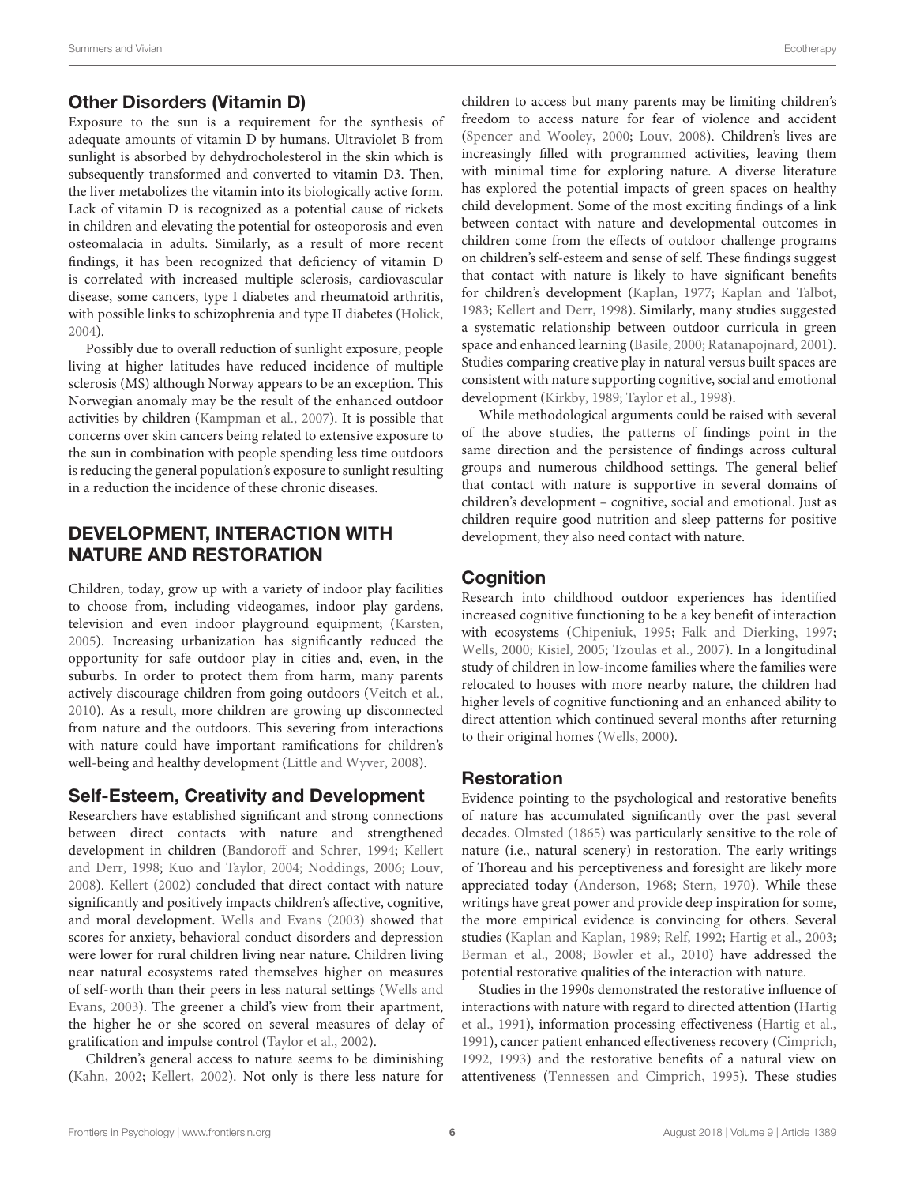## Other Disorders (Vitamin D)

Exposure to the sun is a requirement for the synthesis of adequate amounts of vitamin D by humans. Ultraviolet B from sunlight is absorbed by dehydrocholesterol in the skin which is subsequently transformed and converted to vitamin D3. Then, the liver metabolizes the vitamin into its biologically active form. Lack of vitamin D is recognized as a potential cause of rickets in children and elevating the potential for osteoporosis and even osteomalacia in adults. Similarly, as a result of more recent findings, it has been recognized that deficiency of vitamin D is correlated with increased multiple sclerosis, cardiovascular disease, some cancers, type I diabetes and rheumatoid arthritis, with possible links to schizophrenia and type II diabetes (Holick, 2004).

Possibly due to overall reduction of sunlight exposure, people living at higher latitudes have reduced incidence of multiple sclerosis (MS) although Norway appears to be an exception. This Norwegian anomaly may be the result of the enhanced outdoor activities by children (Kampman et al., 2007). It is possible that concerns over skin cancers being related to extensive exposure to the sun in combination with people spending less time outdoors is reducing the general population's exposure to sunlight resulting in a reduction the incidence of these chronic diseases.

# DEVELOPMENT, INTERACTION WITH NATURE AND RESTORATION

Children, today, grow up with a variety of indoor play facilities to choose from, including videogames, indoor play gardens, television and even indoor playground equipment; (Karsten, 2005). Increasing urbanization has significantly reduced the opportunity for safe outdoor play in cities and, even, in the suburbs. In order to protect them from harm, many parents actively discourage children from going outdoors (Veitch et al., 2010). As a result, more children are growing up disconnected from nature and the outdoors. This severing from interactions with nature could have important ramifications for children's well-being and healthy development (Little and Wyver, 2008).

## Self-Esteem, Creativity and Development

Researchers have established significant and strong connections between direct contacts with nature and strengthened development in children (Bandoroff and Schrer, 1994; Kellert and Derr, 1998; Kuo and Taylor, 2004; Noddings, 2006; Louv, 2008). Kellert (2002) concluded that direct contact with nature significantly and positively impacts children's affective, cognitive, and moral development. Wells and Evans (2003) showed that scores for anxiety, behavioral conduct disorders and depression were lower for rural children living near nature. Children living near natural ecosystems rated themselves higher on measures of self-worth than their peers in less natural settings (Wells and Evans, 2003). The greener a child's view from their apartment, the higher he or she scored on several measures of delay of gratification and impulse control (Taylor et al., 2002).

Children's general access to nature seems to be diminishing (Kahn, 2002; Kellert, 2002). Not only is there less nature for children to access but many parents may be limiting children's freedom to access nature for fear of violence and accident (Spencer and Wooley, 2000; Louv, 2008). Children's lives are increasingly filled with programmed activities, leaving them with minimal time for exploring nature. A diverse literature has explored the potential impacts of green spaces on healthy child development. Some of the most exciting findings of a link between contact with nature and developmental outcomes in children come from the effects of outdoor challenge programs on children's self-esteem and sense of self. These findings suggest that contact with nature is likely to have significant benefits for children's development (Kaplan, 1977; Kaplan and Talbot, 1983; Kellert and Derr, 1998). Similarly, many studies suggested a systematic relationship between outdoor curricula in green space and enhanced learning (Basile, 2000; Ratanapojnard, 2001). Studies comparing creative play in natural versus built spaces are consistent with nature supporting cognitive, social and emotional development (Kirkby, 1989; Taylor et al., 1998).

While methodological arguments could be raised with several of the above studies, the patterns of findings point in the same direction and the persistence of findings across cultural groups and numerous childhood settings. The general belief that contact with nature is supportive in several domains of children's development – cognitive, social and emotional. Just as children require good nutrition and sleep patterns for positive development, they also need contact with nature.

## Cognition

Research into childhood outdoor experiences has identified increased cognitive functioning to be a key benefit of interaction with ecosystems (Chipeniuk, 1995; Falk and Dierking, 1997; Wells, 2000; Kisiel, 2005; Tzoulas et al., 2007). In a longitudinal study of children in low-income families where the families were relocated to houses with more nearby nature, the children had higher levels of cognitive functioning and an enhanced ability to direct attention which continued several months after returning to their original homes (Wells, 2000).

## Restoration

Evidence pointing to the psychological and restorative benefits of nature has accumulated significantly over the past several decades. Olmsted (1865) was particularly sensitive to the role of nature (i.e., natural scenery) in restoration. The early writings of Thoreau and his perceptiveness and foresight are likely more appreciated today (Anderson, 1968; Stern, 1970). While these writings have great power and provide deep inspiration for some, the more empirical evidence is convincing for others. Several studies (Kaplan and Kaplan, 1989; Relf, 1992; Hartig et al., 2003; Berman et al., 2008; Bowler et al., 2010) have addressed the potential restorative qualities of the interaction with nature.

Studies in the 1990s demonstrated the restorative influence of interactions with nature with regard to directed attention (Hartig et al., 1991), information processing effectiveness (Hartig et al., 1991), cancer patient enhanced effectiveness recovery (Cimprich, 1992, 1993) and the restorative benefits of a natural view on attentiveness (Tennessen and Cimprich, 1995). These studies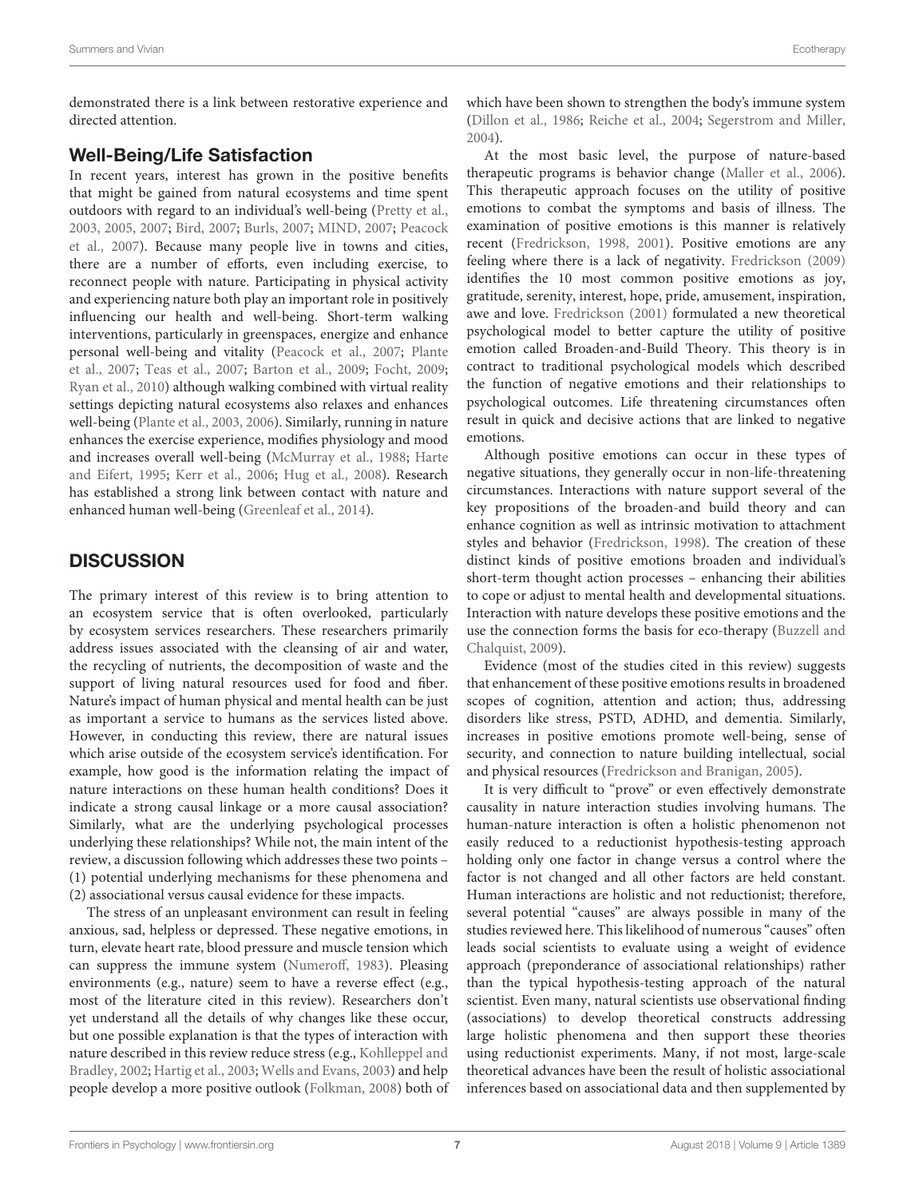demonstrated there is a link between restorative experience and directed attention.

## Well-Being/Life Satisfaction

In recent years, interest has grown in the positive benefits that might be gained from natural ecosystems and time spent outdoors with regard to an individual's well-being (Pretty et al., 2003, 2005, 2007; Bird, 2007; Burls, 2007; MIND, 2007; Peacock et al., 2007). Because many people live in towns and cities, there are a number of efforts, even including exercise, to reconnect people with nature. Participating in physical activity and experiencing nature both play an important role in positively influencing our health and well-being. Short-term walking interventions, particularly in greenspaces, energize and enhance personal well-being and vitality (Peacock et al., 2007; Plante et al., 2007; Teas et al., 2007; Barton et al., 2009; Focht, 2009; Ryan et al., 2010) although walking combined with virtual reality settings depicting natural ecosystems also relaxes and enhances well-being (Plante et al., 2003, 2006). Similarly, running in nature enhances the exercise experience, modifies physiology and mood and increases overall well-being (McMurray et al., 1988; Harte and Eifert, 1995; Kerr et al., 2006; Hug et al., 2008). Research has established a strong link between contact with nature and enhanced human well-being (Greenleaf et al., 2014).

# DISCUSSION

The primary interest of this review is to bring attention to an ecosystem service that is often overlooked, particularly by ecosystem services researchers. These researchers primarily address issues associated with the cleansing of air and water, the recycling of nutrients, the decomposition of waste and the support of living natural resources used for food and fiber. Nature's impact of human physical and mental health can be just as important a service to humans as the services listed above. However, in conducting this review, there are natural issues which arise outside of the ecosystem service's identification. For example, how good is the information relating the impact of nature interactions on these human health conditions? Does it indicate a strong causal linkage or a more causal association? Similarly, what are the underlying psychological processes underlying these relationships? While not, the main intent of the review, a discussion following which addresses these two points – (1) potential underlying mechanisms for these phenomena and (2) associational versus causal evidence for these impacts.

The stress of an unpleasant environment can result in feeling anxious, sad, helpless or depressed. These negative emotions, in turn, elevate heart rate, blood pressure and muscle tension which can suppress the immune system (Numeroff, 1983). Pleasing environments (e.g., nature) seem to have a reverse effect (e.g., most of the literature cited in this review). Researchers don't yet understand all the details of why changes like these occur, but one possible explanation is that the types of interaction with nature described in this review reduce stress (e.g., Kohlleppel and Bradley, 2002; Hartig et al., 2003; Wells and Evans, 2003) and help people develop a more positive outlook (Folkman, 2008) both of which have been shown to strengthen the body's immune system (Dillon et al., 1986; Reiche et al., 2004; Segerstrom and Miller, 2004).

At the most basic level, the purpose of nature-based therapeutic programs is behavior change (Maller et al., 2006). This therapeutic approach focuses on the utility of positive emotions to combat the symptoms and basis of illness. The examination of positive emotions is this manner is relatively recent (Fredrickson, 1998, 2001). Positive emotions are any feeling where there is a lack of negativity. Fredrickson (2009) identifies the 10 most common positive emotions as joy, gratitude, serenity, interest, hope, pride, amusement, inspiration, awe and love. Fredrickson (2001) formulated a new theoretical psychological model to better capture the utility of positive emotion called Broaden-and-Build Theory. This theory is in contract to traditional psychological models which described the function of negative emotions and their relationships to psychological outcomes. Life threatening circumstances often result in quick and decisive actions that are linked to negative emotions.

Although positive emotions can occur in these types of negative situations, they generally occur in non-life-threatening circumstances. Interactions with nature support several of the key propositions of the broaden-and build theory and can enhance cognition as well as intrinsic motivation to attachment styles and behavior (Fredrickson, 1998). The creation of these distinct kinds of positive emotions broaden and individual's short-term thought action processes – enhancing their abilities to cope or adjust to mental health and developmental situations. Interaction with nature develops these positive emotions and the use the connection forms the basis for eco-therapy (Buzzell and Chalquist, 2009).

Evidence (most of the studies cited in this review) suggests that enhancement of these positive emotions results in broadened scopes of cognition, attention and action; thus, addressing disorders like stress, PSTD, ADHD, and dementia. Similarly, increases in positive emotions promote well-being, sense of security, and connection to nature building intellectual, social and physical resources (Fredrickson and Branigan, 2005).

It is very difficult to "prove" or even effectively demonstrate causality in nature interaction studies involving humans. The human-nature interaction is often a holistic phenomenon not easily reduced to a reductionist hypothesis-testing approach holding only one factor in change versus a control where the factor is not changed and all other factors are held constant. Human interactions are holistic and not reductionist; therefore, several potential "causes" are always possible in many of the studies reviewed here. This likelihood of numerous "causes" often leads social scientists to evaluate using a weight of evidence approach (preponderance of associational relationships) rather than the typical hypothesis-testing approach of the natural scientist. Even many, natural scientists use observational finding (associations) to develop theoretical constructs addressing large holistic phenomena and then support these theories using reductionist experiments. Many, if not most, large-scale theoretical advances have been the result of holistic associational inferences based on associational data and then supplemented by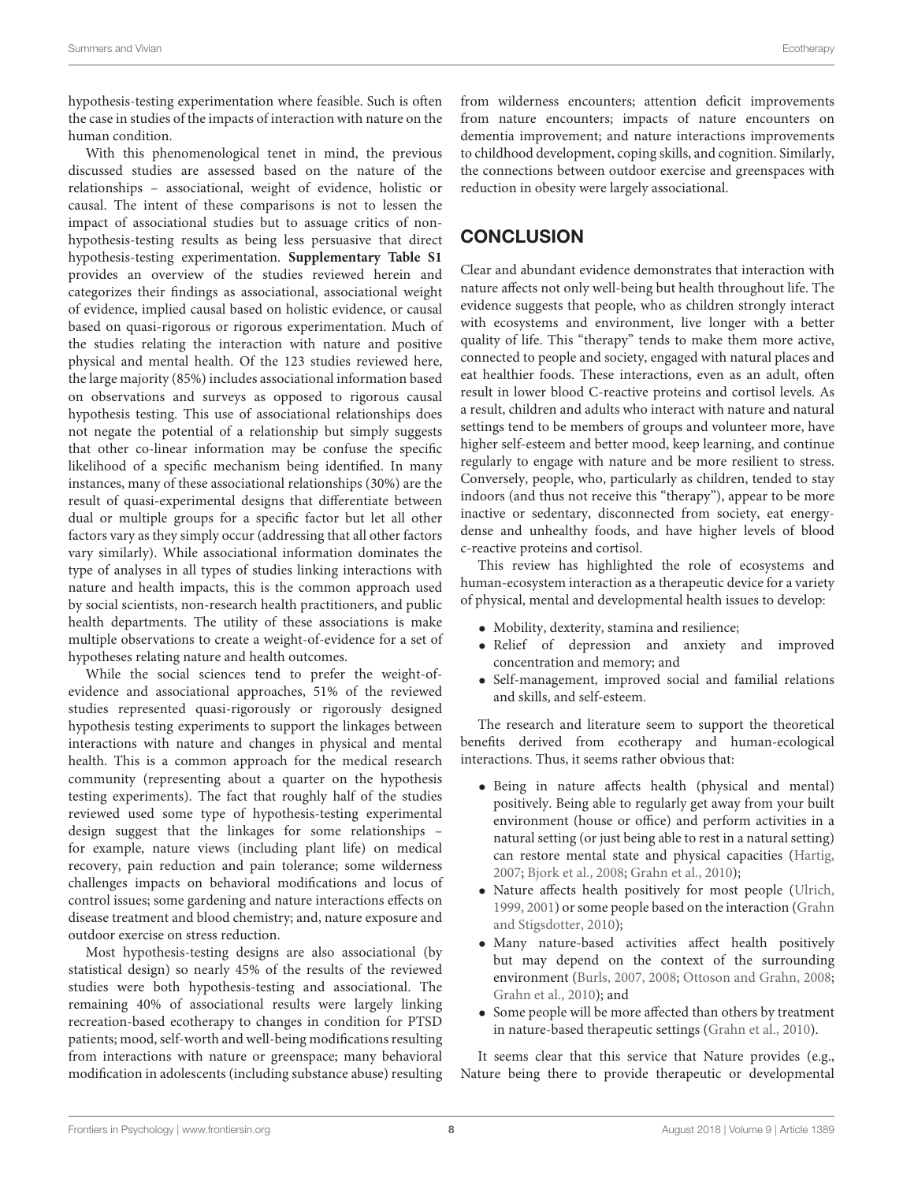hypothesis-testing experimentation where feasible. Such is often the case in studies of the impacts of interaction with nature on the human condition.

With this phenomenological tenet in mind, the previous discussed studies are assessed based on the nature of the relationships – associational, weight of evidence, holistic or causal. The intent of these comparisons is not to lessen the impact of associational studies but to assuage critics of non-hypothesis-testing results as being less persuasive that direct hypothesis-testing experimentation. **Supplementary Table S1** provides an overview of the studies reviewed herein and categorizes their findings as associational, associational weight of evidence, implied causal based on holistic evidence, or causal based on quasi-rigorous or rigorous experimentation. Much of the studies relating the interaction with nature and positive physical and mental health. Of the 123 studies reviewed here, the large majority (85%) includes associational information based on observations and surveys as opposed to rigorous causal hypothesis testing. This use of associational relationships does not negate the potential of a relationship but simply suggests that other co-linear information may be confuse the specific likelihood of a specific mechanism being identified. In many instances, many of these associational relationships (30%) are the result of quasi-experimental designs that differentiate between dual or multiple groups for a specific factor but let all other factors vary as they simply occur (addressing that all other factors vary similarly). While associational information dominates the type of analyses in all types of studies linking interactions with nature and health impacts, this is the common approach used by social scientists, non-research health practitioners, and public health departments. The utility of these associations is make multiple observations to create a weight-of-evidence for a set of hypotheses relating nature and health outcomes.

While the social sciences tend to prefer the weight-of-evidence and associational approaches, 51% of the reviewed studies represented quasi-rigorously or rigorously designed hypothesis testing experiments to support the linkages between interactions with nature and changes in physical and mental health. This is a common approach for the medical research community (representing about a quarter on the hypothesis testing experiments). The fact that roughly half of the studies reviewed used some type of hypothesis-testing experimental design suggest that the linkages for some relationships – for example, nature views (including plant life) on medical recovery, pain reduction and pain tolerance; some wilderness challenges impacts on behavioral modifications and locus of control issues; some gardening and nature interactions effects on disease treatment and blood chemistry; and, nature exposure and outdoor exercise on stress reduction.

Most hypothesis-testing designs are also associational (by statistical design) so nearly 45% of the results of the reviewed studies were both hypothesis-testing and associational. The remaining 40% of associational results were largely linking recreation-based ecotherapy to changes in condition for PTSD patients; mood, self-worth and well-being modifications resulting from interactions with nature or greenspace; many behavioral modification in adolescents (including substance abuse) resulting from wilderness encounters; attention deficit improvements from nature encounters; impacts of nature encounters on dementia improvement; and nature interactions improvements to childhood development, coping skills, and cognition. Similarly, the connections between outdoor exercise and greenspaces with reduction in obesity were largely associational.

## CONCLUSION

Clear and abundant evidence demonstrates that interaction with nature affects not only well-being but health throughout life. The evidence suggests that people, who as children strongly interact with ecosystems and environment, live longer with a better quality of life. This "therapy" tends to make them more active, connected to people and society, engaged with natural places and eat healthier foods. These interactions, even as an adult, often result in lower blood C-reactive proteins and cortisol levels. As a result, children and adults who interact with nature and natural settings tend to be members of groups and volunteer more, have higher self-esteem and better mood, keep learning, and continue regularly to engage with nature and be more resilient to stress. Conversely, people, who, particularly as children, tended to stay indoors (and thus not receive this "therapy"), appear to be more inactive or sedentary, disconnected from society, eat energy-dense and unhealthy foods, and have higher levels of blood c-reactive proteins and cortisol.

This review has highlighted the role of ecosystems and human-ecosystem interaction as a therapeutic device for a variety of physical, mental and developmental health issues to develop:

- Mobility, dexterity, stamina and resilience;
- Relief of depression and anxiety and improved concentration and memory; and
- Self-management, improved social and familial relations and skills, and self-esteem.

The research and literature seem to support the theoretical benefits derived from ecotherapy and human-ecological interactions. Thus, it seems rather obvious that:

- Being in nature affects health (physical and mental) positively. Being able to regularly get away from your built environment (house or office) and perform activities in a natural setting (or just being able to rest in a natural setting) can restore mental state and physical capacities (Hartig, 2007; Bjork et al., 2008; Grahn et al., 2010);
- Nature affects health positively for most people (Ulrich, 1999, 2001) or some people based on the interaction (Grahn and Stigsdotter, 2010);
- Many nature-based activities affect health positively but may depend on the context of the surrounding environment (Burls, 2007, 2008; Ottoson and Grahn, 2008; Grahn et al., 2010); and
- Some people will be more affected than others by treatment in nature-based therapeutic settings (Grahn et al., 2010).

It seems clear that this service that Nature provides (e.g., Nature being there to provide therapeutic or developmental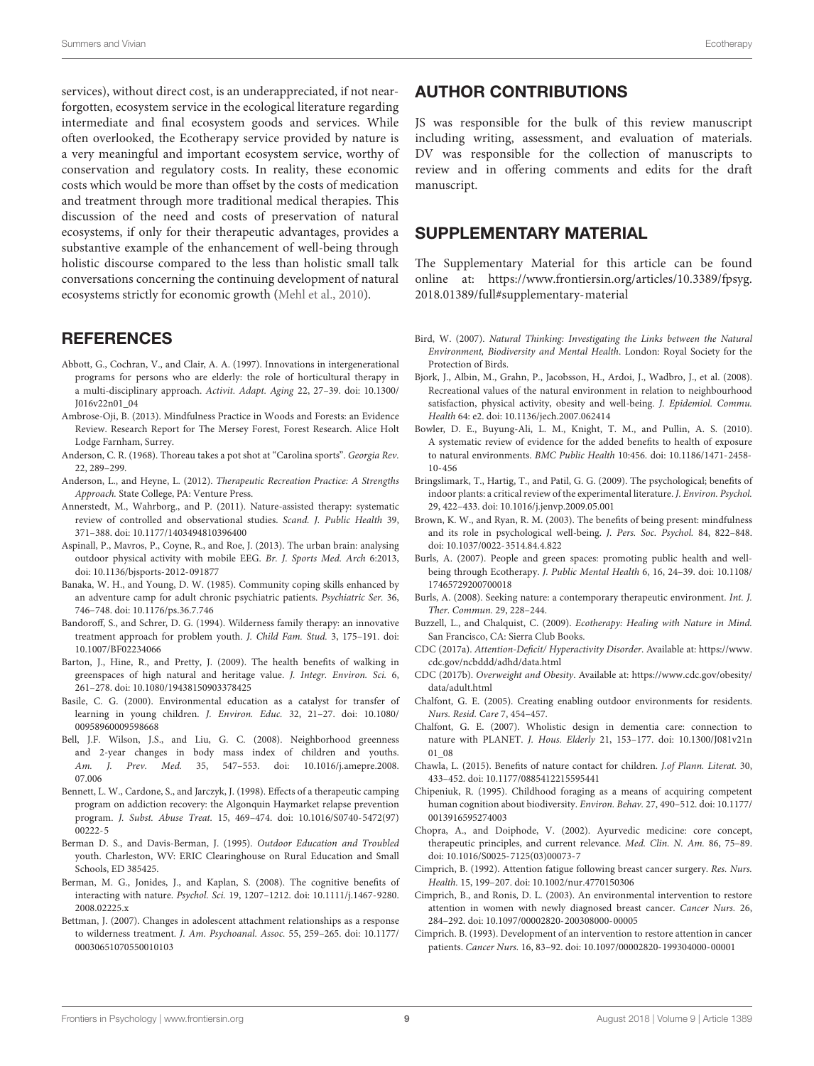services), without direct cost, is an underappreciated, if not near-forgotten, ecosystem service in the ecological literature regarding intermediate and final ecosystem goods and services. While often overlooked, the Ecotherapy service provided by nature is a very meaningful and important ecosystem service, worthy of conservation and regulatory costs. In reality, these economic costs which would be more than offset by the costs of medication and treatment through more traditional medical therapies. This discussion of the need and costs of preservation of natural ecosystems, if only for their therapeutic advantages, provides a substantive example of the enhancement of well-being through holistic discourse compared to the less than holistic small talk conversations concerning the continuing development of natural ecosystems strictly for economic growth (Mehl et al., 2010).

## AUTHOR CONTRIBUTIONS

JS was responsible for the bulk of this review manuscript including writing, assessment, and evaluation of materials. DV was responsible for the collection of manuscripts to review and in offering comments and edits for the draft manuscript.

## SUPPLEMENTARY MATERIAL

The Supplementary Material for this article can be found online at: https://www.frontiersin.org/articles/10.3389/fpsyg.2018.01389/full#supplementary-material

## REFERENCES

Abbott, G., Cochran, V., and Clair, A. A. (1997). Innovations in intergenerational programs for persons who are elderly: the role of horticultural therapy in a multi-disciplinary approach. *Activit. Adapt. Aging* 22, 27–39. doi: 10.1300/J016v22n01_04

Ambrose-Oji, B. (2013). Mindfulness Practice in Woods and Forests: an Evidence Review. Research Report for The Mersey Forest, Forest Research. Alice Holt Lodge Farnham, Surrey.

Anderson, C. R. (1968). Thoreau takes a pot shot at "Carolina sports". *Georgia Rev.* 22, 289–299.

Anderson, L., and Heyne, L. (2012). *Therapeutic Recreation Practice: A Strengths Approach*. State College, PA: Venture Press.

Annerstedt, M., Wahrborg., and P. (2011). Nature-assisted therapy: systematic review of controlled and observational studies. *Scand. J. Public Health* 39, 371–388. doi: 10.1177/1403494810396400

Aspinall, P., Mavros, P., Coyne, R., and Roe, J. (2013). The urban brain: analysing outdoor physical activity with mobile EEG. *Br. J. Sports Med. Arch* 6:2013, doi: 10.1136/bjsports-2012-091877

Banaka, W. H., and Young, D. W. (1985). Community coping skills enhanced by an adventure camp for adult chronic psychiatric patients. *Psychiatric Ser.* 36, 746–748. doi: 10.1176/ps.36.7.746

Bandoroff, S., and Schrer, D. G. (1994). Wilderness family therapy: an innovative treatment approach for problem youth. *J. Child Fam. Stud.* 3, 175–191. doi: 10.1007/BF02234066

Barton, J., Hine, R., and Pretty, J. (2009). The health benefits of walking in greenspaces of high natural and heritage value. *J. Integr. Environ. Sci.* 6, 261–278. doi: 10.1080/19438150903378425

Basile, C. G. (2000). Environmental education as a catalyst for transfer of learning in young children. *J. Environ. Educ.* 32, 21–27. doi: 10.1080/00958960009598668

Bell, J.F. Wilson, J.S., and Liu, G. C. (2008). Neighborhood greenness and 2-year changes in body mass index of children and youths. *Am. J. Prev. Med.* 35, 547–553. doi: 10.1016/j.amepre.2008.07.006

Bennett, L. W., Cardone, S., and Jarczyk, J. (1998). Effects of a therapeutic camping program on addiction recovery: the Algonquin Haymarket relapse prevention program. *J. Subst. Abuse Treat.* 15, 469–474. doi: 10.1016/S0740-5472(97)00222-5

Berman D. S., and Davis-Berman, J. (1995). *Outdoor Education and Troubled* youth. Charleston, WV: ERIC Clearinghouse on Rural Education and Small Schools, ED 385425.

Berman, M. G., Jonides, J., and Kaplan, S. (2008). The cognitive benefits of interacting with nature. *Psychol. Sci.* 19, 1207–1212. doi: 10.1111/j.1467-9280.2008.02225.x

Bettman, J. (2007). Changes in adolescent attachment relationships as a response to wilderness treatment. *J. Am. Psychoanal. Assoc.* 55, 259–265. doi: 10.1177/00030651070550010103

Bird, W. (2007). *Natural Thinking: Investigating the Links between the Natural Environment, Biodiversity and Mental Health*. London: Royal Society for the Protection of Birds.

Bjork, J., Albin, M., Grahn, P., Jacobsson, H., Ardoi, J., Wadbro, J., et al. (2008). Recreational values of the natural environment in relation to neighbourhood satisfaction, physical activity, obesity and well-being. *J. Epidemiol. Commu. Health* 64: e2. doi: 10.1136/jech.2007.062414

Bowler, D. E., Buyung-Ali, L. M., Knight, T. M., and Pullin, A. S. (2010). A systematic review of evidence for the added benefits to health of exposure to natural environments. *BMC Public Health* 10:456. doi: 10.1186/1471-2458-10-456

Bringslimark, T., Hartig, T., and Patil, G. G. (2009). The psychological; benefits of indoor plants: a critical review of the experimental literature. *J. Environ. Psychol.* 29, 422–433. doi: 10.1016/j.jenvp.2009.05.001

Brown, K. W., and Ryan, R. M. (2003). The benefits of being present: mindfulness and its role in psychological well-being. *J. Pers. Soc. Psychol.* 84, 822–848. doi: 10.1037/0022-3514.84.4.822

Burls, A. (2007). People and green spaces: promoting public health and well-being through Ecotherapy. *J. Public Mental Health* 6, 16, 24–39. doi: 10.1108/17465729200700018

Burls, A. (2008). Seeking nature: a contemporary therapeutic environment. *Int. J. Ther. Commun.* 29, 228–244.

Buzzell, L., and Chalquist, C. (2009). *Ecotherapy: Healing with Nature in Mind.* San Francisco, CA: Sierra Club Books.

CDC (2017a). *Attention-Deficit/ Hyperactivity Disorder*. Available at: https://www.cdc.gov/ncbddd/adhd/data.html

CDC (2017b). *Overweight and Obesity*. Available at: https://www.cdc.gov/obesity/data/adult.html

Chalfont, G. E. (2005). Creating enabling outdoor environments for residents. *Nurs. Resid. Care* 7, 454–457.

Chalfont, G. E. (2007). Wholistic design in dementia care: connection to nature with PLANET. *J. Hous. Elderly* 21, 153–177. doi: 10.1300/J081v21n01_08

Chawla, L. (2015). Benefits of nature contact for children. *J.of Plann. Literat.* 30, 433–452. doi: 10.1177/0885412215595441

Chipeniuk, R. (1995). Childhood foraging as a means of acquiring competent human cognition about biodiversity. *Environ. Behav.* 27, 490–512. doi: 10.1177/0013916595274003

Chopra, A., and Doiphode, V. (2002). Ayurvedic medicine: core concept, therapeutic principles, and current relevance. *Med. Clin. N. Am.* 86, 75–89. doi: 10.1016/S0025-7125(03)00073-7

Cimprich, B. (1992). Attention fatigue following breast cancer surgery. *Res. Nurs. Health.* 15, 199–207. doi: 10.1002/nur.4770150306

Cimprich, B., and Ronis, D. L. (2003). An environmental intervention to restore attention in women with newly diagnosed breast cancer. *Cancer Nurs.* 26, 284–292. doi: 10.1097/00002820-200308000-00005

Cimprich. B. (1993). Development of an intervention to restore attention in cancer patients. *Cancer Nurs.* 16, 83–92. doi: 10.1097/00002820-199304000-00001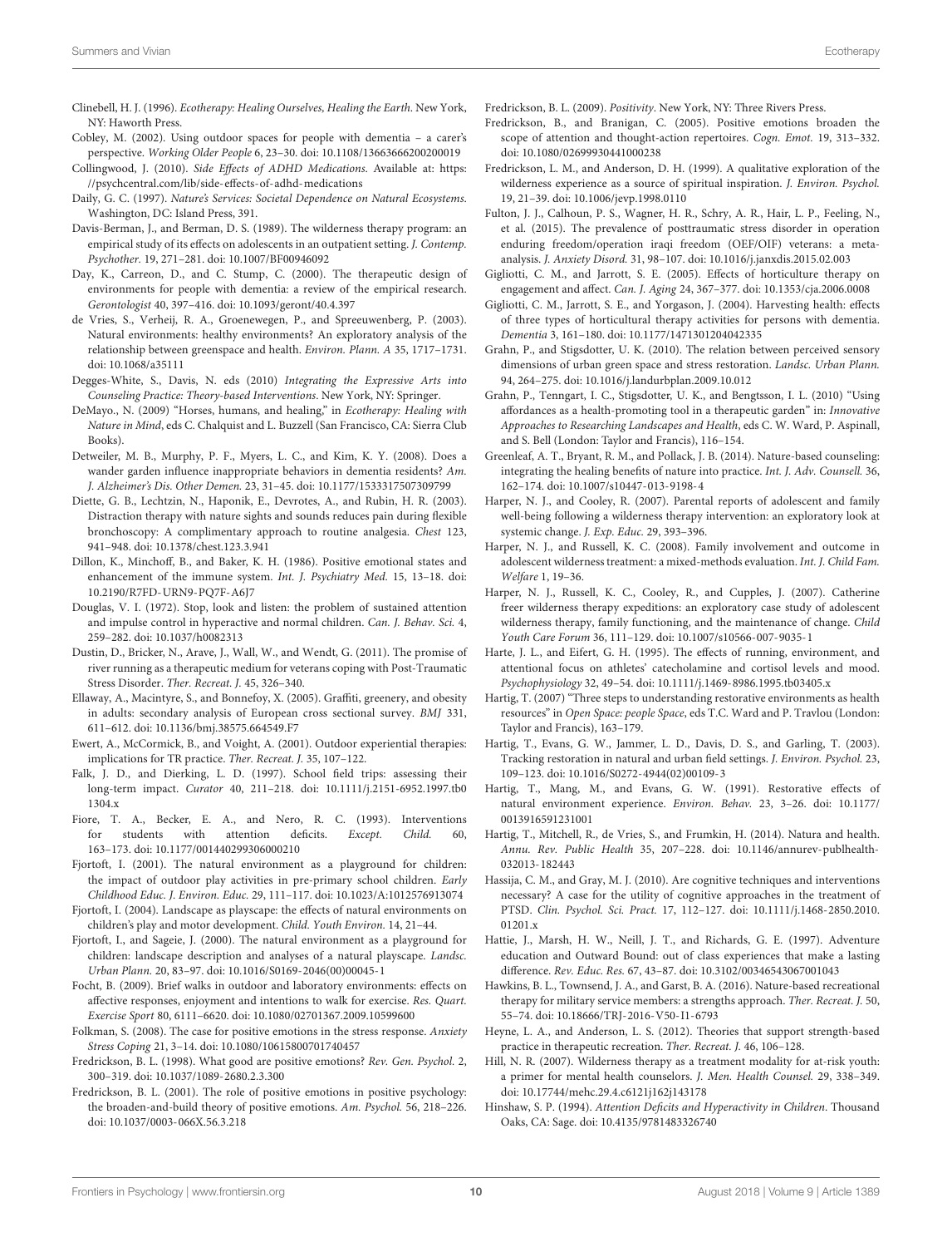Clinebell, H. J. (1996). *Ecotherapy: Healing Ourselves, Healing the Earth*. New York, NY: Haworth Press.

Cobley, M. (2002). Using outdoor spaces for people with dementia – a carer's perspective. *Working Older People* 6, 23–30. doi: 10.1108/13663666200200019

Collingwood, J. (2010). *Side Effects of ADHD Medications*. Available at: https://psychcentral.com/lib/side-effects-of-adhd-medications

Daily, G. C. (1997). *Nature's Services: Societal Dependence on Natural Ecosystems*. Washington, DC: Island Press, 391.

Davis-Berman, J., and Berman, D. S. (1989). The wilderness therapy program: an empirical study of its effects on adolescents in an outpatient setting. *J. Contemp. Psychother.* 19, 271–281. doi: 10.1007/BF00946092

Day, K., Carreon, D., and C. Stump, C. (2000). The therapeutic design of environments for people with dementia: a review of the empirical research. *Gerontologist* 40, 397–416. doi: 10.1093/geront/40.4.397

de Vries, S., Verheij, R. A., Groenewegen, P., and Spreeuwenberg, P. (2003). Natural environments: healthy environments? An exploratory analysis of the relationship between greenspace and health. *Environ. Plann. A* 35, 1717–1731. doi: 10.1068/a35111

Degges-White, S., Davis, N. eds (2010) *Integrating the Expressive Arts into Counseling Practice: Theory-based Interventions*. New York, NY: Springer.

DeMayo., N. (2009) "Horses, humans, and healing," in *Ecotherapy: Healing with Nature in Mind*, eds C. Chalquist and L. Buzzell (San Francisco, CA: Sierra Club Books).

Detweiler, M. B., Murphy, P. F., Myers, L. C., and Kim, K. Y. (2008). Does a wander garden influence inappropriate behaviors in dementia residents? *Am. J. Alzheimer's Dis. Other Demen.* 23, 31–45. doi: 10.1177/1533317507309799

Diette, G. B., Lechtzin, N., Haponik, E., Devrotes, A., and Rubin, H. R. (2003). Distraction therapy with nature sights and sounds reduces pain during flexible bronchoscopy: A complimentary approach to routine analgesia. *Chest* 123, 941–948. doi: 10.1378/chest.123.3.941

Dillon, K., Minchoff, B., and Baker, K. H. (1986). Positive emotional states and enhancement of the immune system. *Int. J. Psychiatry Med.* 15, 13–18. doi: 10.2190/R7FD-URN9-PQ7F-A6J7

Douglas, V. I. (1972). Stop, look and listen: the problem of sustained attention and impulse control in hyperactive and normal children. *Can. J. Behav. Sci.* 4, 259–282. doi: 10.1037/h0082313

Dustin, D., Bricker, N., Arave, J., Wall, W., and Wendt, G. (2011). The promise of river running as a therapeutic medium for veterans coping with Post-Traumatic Stress Disorder. *Ther. Recreat. J.* 45, 326–340.

Ellaway, A., Macintyre, S., and Bonnefoy, X. (2005). Graffiti, greenery, and obesity in adults: secondary analysis of European cross sectional survey. *BMJ* 331, 611–612. doi: 10.1136/bmj.38575.664549.F7

Ewert, A., McCormick, B., and Voight, A. (2001). Outdoor experiential therapies: implications for TR practice. *Ther. Recreat. J.* 35, 107–122.

Falk, J. D., and Dierking, L. D. (1997). School field trips: assessing their long-term impact. *Curator* 40, 211–218. doi: 10.1111/j.2151-6952.1997.tb01304.x

Fiore, T. A., Becker, E. A., and Nero, R. C. (1993). Interventions for students with attention deficits. *Except. Child.* 60, 163–173. doi: 10.1177/001440299306000210

Fjortoft, I. (2001). The natural environment as a playground for children: the impact of outdoor play activities in pre-primary school children. *Early Childhood Educ. J. Environ. Educ.* 29, 111–117. doi: 10.1023/A:1012576913074

Fjortoft, I. (2004). Landscape as playscape: the effects of natural environments on children's play and motor development. *Child. Youth Environ.* 14, 21–44.

Fjortoft, I., and Sageie, J. (2000). The natural environment as a playground for children: landscape description and analyses of a natural playscape. *Landsc. Urban Plann.* 20, 83–97. doi: 10.1016/S0169-2046(00)00045-1

Focht, B. (2009). Brief walks in outdoor and laboratory environments: effects on affective responses, enjoyment and intentions to walk for exercise. *Res. Quart. Exercise Sport* 80, 6111–6620. doi: 10.1080/02701367.2009.10599600

Folkman, S. (2008). The case for positive emotions in the stress response. *Anxiety Stress Coping* 21, 3–14. doi: 10.1080/10615800701740457

Fredrickson, B. L. (1998). What good are positive emotions? *Rev. Gen. Psychol.* 2, 300–319. doi: 10.1037/1089-2680.2.3.300

Fredrickson, B. L. (2001). The role of positive emotions in positive psychology: the broaden-and-build theory of positive emotions. *Am. Psychol.* 56, 218–226. doi: 10.1037/0003-066X.56.3.218

Fredrickson, B. L. (2009). *Positivity*. New York, NY: Three Rivers Press.

Fredrickson, B., and Branigan, C. (2005). Positive emotions broaden the scope of attention and thought-action repertoires. *Cogn. Emot.* 19, 313–332. doi: 10.1080/02699930441000238

Fredrickson, L. M., and Anderson, D. H. (1999). A qualitative exploration of the wilderness experience as a source of spiritual inspiration. *J. Environ. Psychol.* 19, 21–39. doi: 10.1006/jevp.1998.0110

Fulton, J. J., Calhoun, P. S., Wagner, H. R., Schry, A. R., Hair, L. P., Feeling, N., et al. (2015). The prevalence of posttraumatic stress disorder in operation enduring freedom/operation iraqi freedom (OEF/OIF) veterans: a meta-analysis. *J. Anxiety Disord.* 31, 98–107. doi: 10.1016/j.janxdis.2015.02.003

Gigliotti, C. M., and Jarrott, S. E. (2005). Effects of horticulture therapy on engagement and affect. *Can. J. Aging* 24, 367–377. doi: 10.1353/cja.2006.0008

Gigliotti, C. M., Jarrott, S. E., and Yorgason, J. (2004). Harvesting health: effects of three types of horticultural therapy activities for persons with dementia. *Dementia* 3, 161–180. doi: 10.1177/1471301204042335

Grahn, P., and Stigsdotter, U. K. (2010). The relation between perceived sensory dimensions of urban green space and stress restoration. *Landsc. Urban Plann.* 94, 264–275. doi: 10.1016/j.landurbplan.2009.10.012

Grahn, P., Tenngart, I. C., Stigsdotter, U. K., and Bengtsson, I. L. (2010) "Using affordances as a health-promoting tool in a therapeutic garden" in: *Innovative Approaches to Researching Landscapes and Health*, eds C. W. Ward, P. Aspinall, and S. Bell (London: Taylor and Francis), 116–154.

Greenleaf, A. T., Bryant, R. M., and Pollack, J. B. (2014). Nature-based counseling: integrating the healing benefits of nature into practice. *Int. J. Adv. Counsell.* 36, 162–174. doi: 10.1007/s10447-013-9198-4

Harper, N. J., and Cooley, R. (2007). Parental reports of adolescent and family well-being following a wilderness therapy intervention: an exploratory look at systemic change. *J. Exp. Educ.* 29, 393–396.

Harper, N. J., and Russell, K. C. (2008). Family involvement and outcome in adolescent wilderness treatment: a mixed-methods evaluation. *Int. J. Child Fam. Welfare* 1, 19–36.

Harper, N. J., Russell, K. C., Cooley, R., and Cupples, J. (2007). Catherine freer wilderness therapy expeditions: an exploratory case study of adolescent wilderness therapy, family functioning, and the maintenance of change. *Child Youth Care Forum* 36, 111–129. doi: 10.1007/s10566-007-9035-1

Harte, J. L., and Eifert, G. H. (1995). The effects of running, environment, and attentional focus on athletes' catecholamine and cortisol levels and mood. *Psychophysiology* 32, 49–54. doi: 10.1111/j.1469-8986.1995.tb03405.x

Hartig, T. (2007) "Three steps to understanding restorative environments as health resources" in *Open Space: people Space*, eds T.C. Ward and P. Travlou (London: Taylor and Francis), 163–179.

Hartig, T., Evans, G. W., Jammer, L. D., Davis, D. S., and Garling, T. (2003). Tracking restoration in natural and urban field settings. *J. Environ. Psychol.* 23, 109–123. doi: 10.1016/S0272-4944(02)00109-3

Hartig, T., Mang, M., and Evans, G. W. (1991). Restorative effects of natural environment experience. *Environ. Behav.* 23, 3–26. doi: 10.1177/0013916591231001

Hartig, T., Mitchell, R., de Vries, S., and Frumkin, H. (2014). Natura and health. *Annu. Rev. Public Health* 35, 207–228. doi: 10.1146/annurev-publhealth-032013-182443

Hassija, C. M., and Gray, M. J. (2010). Are cognitive techniques and interventions necessary? A case for the utility of cognitive approaches in the treatment of PTSD. *Clin. Psychol. Sci. Pract.* 17, 112–127. doi: 10.1111/j.1468-2850.2010.01201.x

Hattie, J., Marsh, H. W., Neill, J. T., and Richards, G. E. (1997). Adventure education and Outward Bound: out of class experiences that make a lasting difference. *Rev. Educ. Res.* 67, 43–87. doi: 10.3102/00346543067001043

Hawkins, B. L., Townsend, J. A., and Garst, B. A. (2016). Nature-based recreational therapy for military service members: a strengths approach. *Ther. Recreat. J.* 50, 55–74. doi: 10.18666/TRJ-2016-V50-I1-6793

Heyne, L. A., and Anderson, L. S. (2012). Theories that support strength-based practice in therapeutic recreation. *Ther. Recreat. J.* 46, 106–128.

Hill, N. R. (2007). Wilderness therapy as a treatment modality for at-risk youth: a primer for mental health counselors. *J. Men. Health Counsel.* 29, 338–349. doi: 10.17744/mehc.29.4.c6121j162j143178

Hinshaw, S. P. (1994). *Attention Deficits and Hyperactivity in Children*. Thousand Oaks, CA: Sage. doi: 10.4135/9781483326740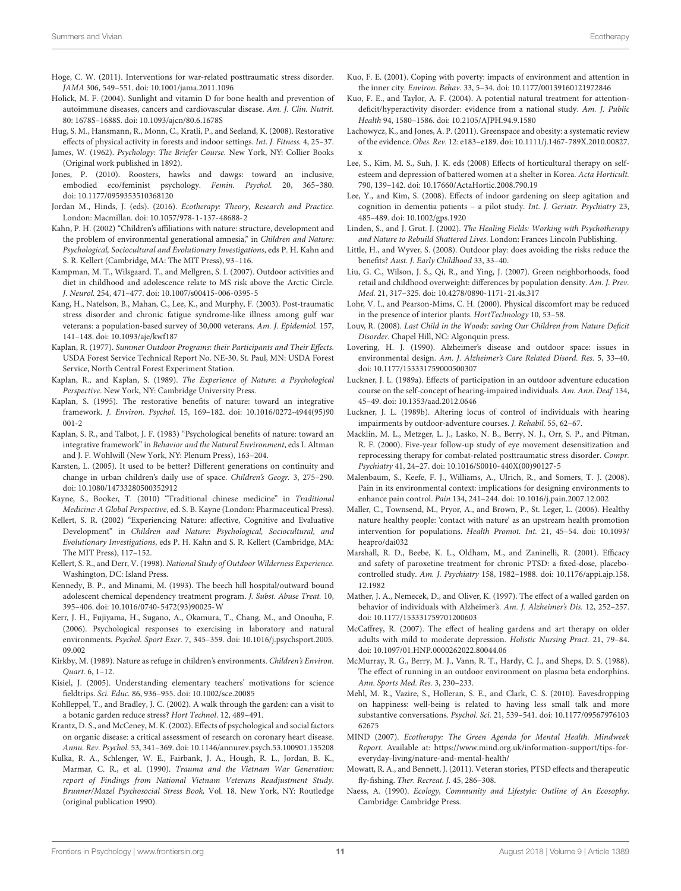Hoge, C. W. (2011). Interventions for war-related posttraumatic stress disorder. *JAMA* 306, 549–551. doi: 10.1001/jama.2011.1096

Holick, M. F. (2004). Sunlight and vitamin D for bone health and prevention of autoimmune diseases, cancers and cardiovascular disease. *Am. J. Clin. Nutrit.* 80: 1678S–1688S. doi: 10.1093/ajcn/80.6.1678S

Hug, S. M., Hansmann, R., Monn, C., Kratli, P., and Seeland, K. (2008). Restorative effects of physical activity in forests and indoor settings. *Int. J. Fitness.* 4, 25–37.

James, W. (1962). *Psychology: The Briefer Course*. New York, NY: Collier Books (Original work published in 1892).

Jones, P. (2010). Roosters, hawks and dawgs: toward an inclusive, embodied eco/feminist psychology. *Femin. Psychol.* 20, 365–380. doi: 10.1177/0959353510368120

Jordan M., Hinds, J. (eds). (2016). *Ecotherapy: Theory, Research and Practice*. London: Macmillan. doi: 10.1057/978-1-137-48688-2

Kahn, P. H. (2002) "Children's affiliations with nature: structure, development and the problem of environmental generational amnesia," in *Children and Nature: Psychological, Sociocultural and Evolutionary Investigations*, eds P. H. Kahn and S. R. Kellert (Cambridge, MA: The MIT Press), 93–116.

Kampman, M. T., Wilsgaard. T., and Mellgren, S. I. (2007). Outdoor activities and diet in childhood and adolescence relate to MS risk above the Arctic Circle. *J. Neurol.* 254, 471–477. doi: 10.1007/s00415-006-0395-5

Kang, H., Natelson, B., Mahan, C., Lee, K., and Murphy, F. (2003). Post-traumatic stress disorder and chronic fatigue syndrome-like illness among gulf war veterans: a population-based survey of 30,000 veterans. *Am. J. Epidemiol.* 157, 141–148. doi: 10.1093/aje/kwf187

Kaplan, R. (1977). *Summer Outdoor Programs: their Participants and Their Effects*. USDA Forest Service Technical Report No. NE-30. St. Paul, MN: USDA Forest Service, North Central Forest Experiment Station.

Kaplan, R., and Kaplan, S. (1989). *The Experience of Nature: a Psychological Perspective*. New York, NY: Cambridge University Press.

Kaplan, S. (1995). The restorative benefits of nature: toward an integrative framework. *J. Environ. Psychol.* 15, 169–182. doi: 10.1016/0272-4944(95)90001-2

Kaplan, S. R., and Talbot, J. F. (1983) "Psychological benefits of nature: toward an integrative framework" in *Behavior and the Natural Environment*, eds I. Altman and J. F. Wohlwill (New York, NY: Plenum Press), 163–204.

Karsten, L. (2005). It used to be better? Different generations on continuity and change in urban children's daily use of space. *Children's Geogr.* 3, 275–290. doi: 10.1080/14733280500352912

Kayne, S., Booker, T. (2010) "Traditional chinese medicine" in *Traditional Medicine: A Global Perspective*, ed. S. B. Kayne (London: Pharmaceutical Press).

Kellert, S. R. (2002) "Experiencing Nature: affective, Cognitive and Evaluative Development" in *Children and Nature: Psychological, Sociocultural, and Evolutionary Investigations*, eds P. H. Kahn and S. R. Kellert (Cambridge, MA: The MIT Press), 117–152.

Kellert, S. R., and Derr, V. (1998). *National Study of Outdoor Wilderness Experience*. Washington, DC: Island Press.

Kennedy, B. P., and Minami, M. (1993). The beech hill hospital/outward bound adolescent chemical dependency treatment program. *J. Subst. Abuse Treat.* 10, 395–406. doi: 10.1016/0740-5472(93)90025-W

Kerr, J. H., Fujiyama, H., Sugano, A., Okamura, T., Chang, M., and Onouha, F. (2006). Psychological responses to exercising in laboratory and natural environments. *Psychol. Sport Exer.* 7, 345–359. doi: 10.1016/j.psychsport.2005.09.002

Kirkby, M. (1989). Nature as refuge in children's environments. *Children's Environ. Quart.* 6, 1–12.

Kisiel, J. (2005). Understanding elementary teachers' motivations for science fieldtrips. *Sci. Educ.* 86, 936–955. doi: 10.1002/sce.20085

Kohlleppel, T., and Bradley, J. C. (2002). A walk through the garden: can a visit to a botanic garden reduce stress? *Hort Technol.* 12, 489–491.

Krantz, D. S., and McCeney, M. K. (2002). Effects of psychological and social factors on organic disease: a critical assessment of research on coronary heart disease. *Annu. Rev. Psychol.* 53, 341–369. doi: 10.1146/annurev.psych.53.100901.135208

Kulka, R. A., Schlenger, W. E., Fairbank, J. A., Hough, R. L., Jordan, B. K., Marmar, C. R., et al. (1990). *Trauma and the Vietnam War Generation: report of Findings from National Vietnam Veterans Readjustment Study*. *Brunner/Mazel Psychosocial Stress Book*, Vol. 18. New York, NY: Routledge (original publication 1990).

Kuo, F. E. (2001). Coping with poverty: impacts of environment and attention in the inner city. *Environ. Behav.* 33, 5–34. doi: 10.1177/00139160121972846

Kuo, F. E., and Taylor, A. F. (2004). A potential natural treatment for attention-deficit/hyperactivity disorder: evidence from a national study. *Am. J. Public Health* 94, 1580–1586. doi: 10.2105/AJPH.94.9.1580

Lachowycz, K., and Jones, A. P. (2011). Greenspace and obesity: a systematic review of the evidence. *Obes. Rev.* 12: e183–e189. doi: 10.1111/j.1467-789X.2010.00827.x

Lee, S., Kim, M. S., Suh, J. K. eds (2008) Effects of horticultural therapy on self-esteem and depression of battered women at a shelter in Korea. *Acta Horticult.* 790, 139–142. doi: 10.17660/ActaHortic.2008.790.19

Lee, Y., and Kim, S. (2008). Effects of indoor gardening on sleep agitation and cognition in dementia patients – a pilot study. *Int. J. Geriatr. Psychiatry* 23, 485–489. doi: 10.1002/gps.1920

Linden, S., and J. Grut. J. (2002). *The Healing Fields: Working with Psychotherapy and Nature to Rebuild Shattered Lives*. London: Frances Lincoln Publishing.

Little, H., and Wyver, S. (2008). Outdoor play: does avoiding the risks reduce the benefits? *Aust. J. Early Childhood* 33, 33–40.

Liu, G. C., Wilson, J. S., Qi, R., and Ying, J. (2007). Green neighborhoods, food retail and childhood overweight: differences by population density. *Am. J. Prev. Med.* 21, 317–325. doi: 10.4278/0890-1171-21.4s.317

Lohr, V. I., and Pearson-Mims, C. H. (2000). Physical discomfort may be reduced in the presence of interior plants. *HortTechnology* 10, 53–58.

Louv, R. (2008). *Last Child in the Woods: saving Our Children from Nature Deficit Disorder*. Chapel Hill, NC: Algonquin press.

Lovering, H. J. (1990). Alzheimer's disease and outdoor space: issues in environmental design. *Am. J. Alzheimer's Care Related Disord. Res.* 5, 33–40. doi: 10.1177/153331759000500307

Luckner, J. L. (1989a). Effects of participation in an outdoor adventure education course on the self-concept of hearing-impaired individuals. *Am. Ann. Deaf* 134, 45–49. doi: 10.1353/aad.2012.0646

Luckner, J. L. (1989b). Altering locus of control of individuals with hearing impairments by outdoor-adventure courses. *J. Rehabil.* 55, 62–67.

Macklin, M. L., Metzger, L. J., Lasko, N. B., Berry, N. J., Orr, S. P., and Pitman, R. F. (2000). Five-year follow-up study of eye movement desensitization and reprocessing therapy for combat-related posttraumatic stress disorder. *Compr. Psychiatry* 41, 24–27. doi: 10.1016/S0010-440X(00)90127-5

Malenbaum, S., Keefe, F. J., Williams, A., Ulrich, R., and Somers, T. J. (2008). Pain in its environmental context: implications for designing environments to enhance pain control. *Pain* 134, 241–244. doi: 10.1016/j.pain.2007.12.002

Maller, C., Townsend, M., Pryor, A., and Brown, P., St. Leger, L. (2006). Healthy nature healthy people: 'contact with nature' as an upstream health promotion intervention for populations. *Health Promot. Int.* 21, 45–54. doi: 10.1093/heapro/dai032

Marshall, R. D., Beebe, K. L., Oldham, M., and Zaninelli, R. (2001). Efficacy and safety of paroxetine treatment for chronic PTSD: a fixed-dose, placebo-controlled study. *Am. J. Psychiatry* 158, 1982–1988. doi: 10.1176/appi.ajp.158.12.1982

Mather, J. A., Nemecek, D., and Oliver, K. (1997). The effect of a walled garden on behavior of individuals with Alzheimer's. *Am. J. Alzheimer's Dis.* 12, 252–257. doi: 10.1177/153331759701200603

McCaffrey, R. (2007). The effect of healing gardens and art therapy on older adults with mild to moderate depression. *Holistic Nursing Pract.* 21, 79–84. doi: 10.1097/01.HNP.0000262022.80044.06

McMurray, R. G., Berry, M. J., Vann, R. T., Hardy, C. J., and Sheps, D. S. (1988). The effect of running in an outdoor environment on plasma beta endorphins. *Ann. Sports Med. Res.* 3, 230–233.

Mehl, M. R., Vazire, S., Holleran, S. E., and Clark, C. S. (2010). Eavesdropping on happiness: well-being is related to having less small talk and more substantive conversations. *Psychol. Sci.* 21, 539–541. doi: 10.1177/0956797610362675

MIND (2007). *Ecotherapy: The Green Agenda for Mental Health. Mindweek Report*. Available at: https://www.mind.org.uk/information-support/tips-for-everyday-living/nature-and-mental-health/

Mowatt, R. A., and Bennett, J. (2011). Veteran stories, PTSD effects and therapeutic fly-fishing. *Ther. Recreat. J.* 45, 286–308.

Naess, A. (1990). *Ecology, Community and Lifestyle: Outline of An Ecosophy*. Cambridge: Cambridge Press.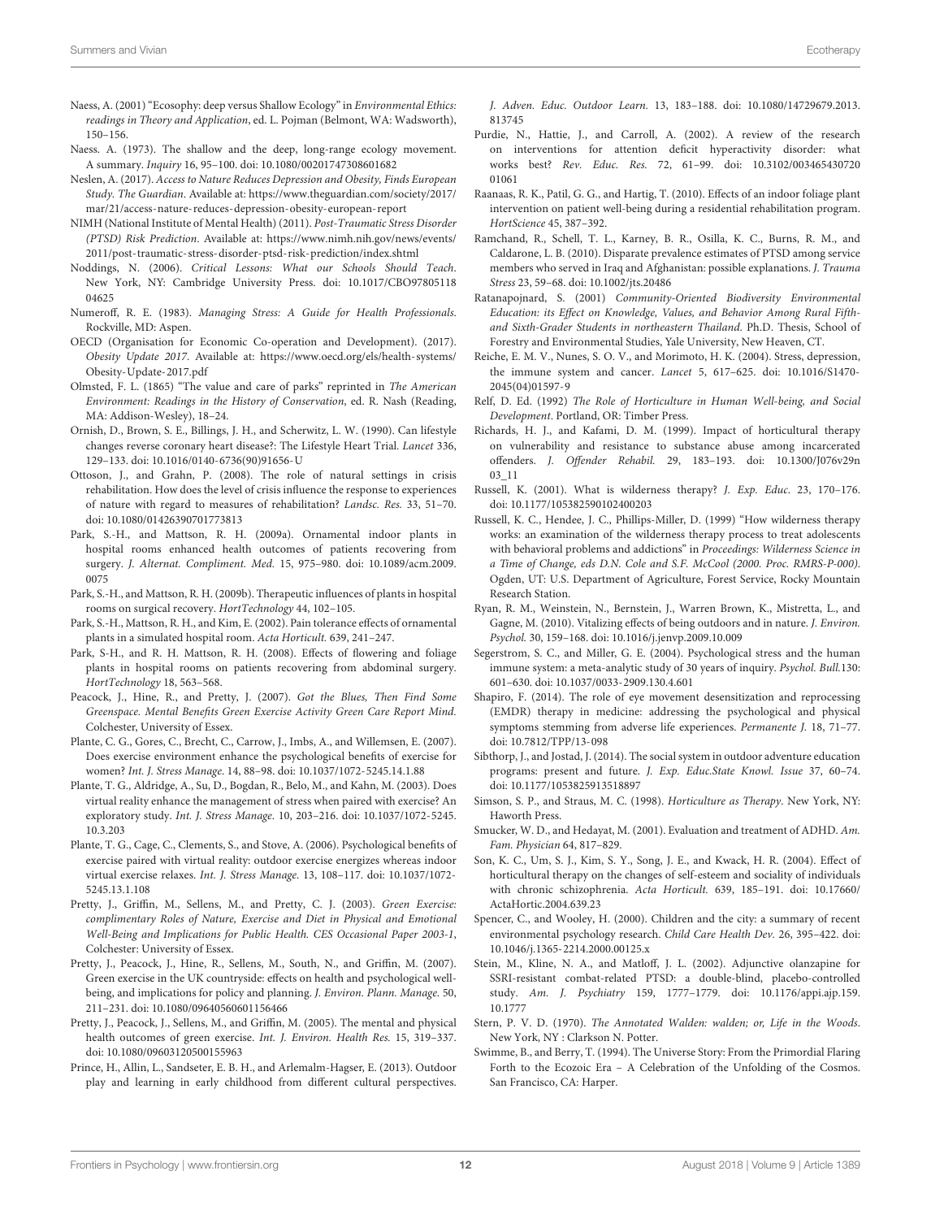Naess, A. (2001) "Ecosophy: deep versus Shallow Ecology" in *Environmental Ethics: readings in Theory and Application*, ed. L. Pojman (Belmont, WA: Wadsworth), 150–156.

Naess. A. (1973). The shallow and the deep, long-range ecology movement. A summary. *Inquiry* 16, 95–100. doi: 10.1080/00201747308601682

Neslen, A. (2017). *Access to Nature Reduces Depression and Obesity, Finds European Study. The Guardian*. Available at: https://www.theguardian.com/society/2017/mar/21/access-nature-reduces-depression-obesity-european-report

NIMH (National Institute of Mental Health) (2011). *Post-Traumatic Stress Disorder (PTSD) Risk Prediction*. Available at: https://www.nimh.nih.gov/news/events/2011/post-traumatic-stress-disorder-ptsd-risk-prediction/index.shtml

Noddings, N. (2006). *Critical Lessons: What our Schools Should Teach*. New York, NY: Cambridge University Press. doi: 10.1017/CBO9780511804625

Numeroff, R. E. (1983). *Managing Stress: A Guide for Health Professionals*. Rockville, MD: Aspen.

OECD (Organisation for Economic Co-operation and Development). (2017). *Obesity Update 2017*. Available at: https://www.oecd.org/els/health-systems/Obesity-Update-2017.pdf

Olmsted, F. L. (1865) "The value and care of parks" reprinted in *The American Environment: Readings in the History of Conservation*, ed. R. Nash (Reading, MA: Addison-Wesley), 18–24.

Ornish, D., Brown, S. E., Billings, J. H., and Scherwitz, L. W. (1990). Can lifestyle changes reverse coronary heart disease?: The Lifestyle Heart Trial. *Lancet* 336, 129–133. doi: 10.1016/0140-6736(90)91656-U

Ottoson, J., and Grahn, P. (2008). The role of natural settings in crisis rehabilitation. How does the level of crisis influence the response to experiences of nature with regard to measures of rehabilitation? *Landsc. Res.* 33, 51–70. doi: 10.1080/01426390701773813

Park, S.-H., and Mattson, R. H. (2009a). Ornamental indoor plants in hospital rooms enhanced health outcomes of patients recovering from surgery. *J. Alternat. Compliment. Med.* 15, 975–980. doi: 10.1089/acm.2009.0075

Park, S.-H., and Mattson, R. H. (2009b). Therapeutic influences of plants in hospital rooms on surgical recovery. *HortTechnology* 44, 102–105.

Park, S.-H., Mattson, R. H., and Kim, E. (2002). Pain tolerance effects of ornamental plants in a simulated hospital room. *Acta Horticult.* 639, 241–247.

Park, S-H., and R. H. Mattson, R. H. (2008). Effects of flowering and foliage plants in hospital rooms on patients recovering from abdominal surgery. *HortTechnology* 18, 563–568.

Peacock, J., Hine, R., and Pretty, J. (2007). *Got the Blues, Then Find Some Greenspace. Mental Benefits Green Exercise Activity Green Care Report Mind.* Colchester, University of Essex.

Plante, C. G., Gores, C., Brecht, C., Carrow, J., Imbs, A., and Willemsen, E. (2007). Does exercise environment enhance the psychological benefits of exercise for women? *Int. J. Stress Manage.* 14, 88–98. doi: 10.1037/1072-5245.14.1.88

Plante, T. G., Aldridge, A., Su, D., Bogdan, R., Belo, M., and Kahn, M. (2003). Does virtual reality enhance the management of stress when paired with exercise? An exploratory study. *Int. J. Stress Manage.* 10, 203–216. doi: 10.1037/1072-5245.10.3.203

Plante, T. G., Cage, C., Clements, S., and Stove, A. (2006). Psychological benefits of exercise paired with virtual reality: outdoor exercise energizes whereas indoor virtual exercise relaxes. *Int. J. Stress Manage.* 13, 108–117. doi: 10.1037/1072-5245.13.1.108

Pretty, J., Griffin, M., Sellens, M., and Pretty, C. J. (2003). *Green Exercise: complimentary Roles of Nature, Exercise and Diet in Physical and Emotional Well-Being and Implications for Public Health. CES Occasional Paper 2003-1*, Colchester: University of Essex.

Pretty, J., Peacock, J., Hine, R., Sellens, M., South, N., and Griffin, M. (2007). Green exercise in the UK countryside: effects on health and psychological well-being, and implications for policy and planning. *J. Environ. Plann. Manage.* 50, 211–231. doi: 10.1080/09640560601156466

Pretty, J., Peacock, J., Sellens, M., and Griffin, M. (2005). The mental and physical health outcomes of green exercise. *Int. J. Environ. Health Res.* 15, 319–337. doi: 10.1080/09603120500155963

Prince, H., Allin, L., Sandseter, E. B. H., and Arlemalm-Hagser, E. (2013). Outdoor play and learning in early childhood from different cultural perspectives. *J. Adven. Educ. Outdoor Learn.* 13, 183–188. doi: 10.1080/14729679.2013.813745

Purdie, N., Hattie, J., and Carroll, A. (2002). A review of the research on interventions for attention deficit hyperactivity disorder: what works best? *Rev. Educ. Res.* 72, 61–99. doi: 10.3102/00346543072001061

Raanaas, R. K., Patil, G. G., and Hartig, T. (2010). Effects of an indoor foliage plant intervention on patient well-being during a residential rehabilitation program. *HortScience* 45, 387–392.

Ramchand, R., Schell, T. L., Karney, B. R., Osilla, K. C., Burns, R. M., and Caldarone, L. B. (2010). Disparate prevalence estimates of PTSD among service members who served in Iraq and Afghanistan: possible explanations. *J. Trauma Stress* 23, 59–68. doi: 10.1002/jts.20486

Ratanapojnard, S. (2001) *Community-Oriented Biodiversity Environmental Education: its Effect on Knowledge, Values, and Behavior Among Rural Fifth- and Sixth-Grader Students in northeastern Thailand*. Ph.D. Thesis, School of Forestry and Environmental Studies, Yale University, New Heaven, CT.

Reiche, E. M. V., Nunes, S. O. V., and Morimoto, H. K. (2004). Stress, depression, the immune system and cancer. *Lancet* 5, 617–625. doi: 10.1016/S1470-2045(04)01597-9

Relf, D. Ed. (1992) *The Role of Horticulture in Human Well-being, and Social Development*. Portland, OR: Timber Press.

Richards, H. J., and Kafami, D. M. (1999). Impact of horticultural therapy on vulnerability and resistance to substance abuse among incarcerated offenders. *J. Offender Rehabil.* 29, 183–193. doi: 10.1300/J076v29n03_11

Russell, K. (2001). What is wilderness therapy? *J. Exp. Educ.* 23, 170–176. doi: 10.1177/105382590102400203

Russell, K. C., Hendee, J. C., Phillips-Miller, D. (1999) "How wilderness therapy works: an examination of the wilderness therapy process to treat adolescents with behavioral problems and addictions" in *Proceedings: Wilderness Science in a Time of Change, eds D.N. Cole and S.F. McCool (2000. Proc. RMRS-P-000)*. Ogden, UT: U.S. Department of Agriculture, Forest Service, Rocky Mountain Research Station.

Ryan, R. M., Weinstein, N., Bernstein, J., Warren Brown, K., Mistretta, L., and Gagne, M. (2010). Vitalizing effects of being outdoors and in nature. *J. Environ. Psychol.* 30, 159–168. doi: 10.1016/j.jenvp.2009.10.009

Segerstrom, S. C., and Miller, G. E. (2004). Psychological stress and the human immune system: a meta-analytic study of 30 years of inquiry. *Psychol. Bull.*130: 601–630. doi: 10.1037/0033-2909.130.4.601

Shapiro, F. (2014). The role of eye movement desensitization and reprocessing (EMDR) therapy in medicine: addressing the psychological and physical symptoms stemming from adverse life experiences. *Permanente J.* 18, 71–77. doi: 10.7812/TPP/13-098

Sibthorp, J., and Jostad, J. (2014). The social system in outdoor adventure education programs: present and future. *J. Exp. Educ.State Knowl. Issue* 37, 60–74. doi: 10.1177/1053825913518897

Simson, S. P., and Straus, M. C. (1998). *Horticulture as Therapy*. New York, NY: Haworth Press.

Smucker, W. D., and Hedayat, M. (2001). Evaluation and treatment of ADHD. *Am. Fam. Physician* 64, 817–829.

Son, K. C., Um, S. J., Kim, S. Y., Song, J. E., and Kwack, H. R. (2004). Effect of horticultural therapy on the changes of self-esteem and sociality of individuals with chronic schizophrenia. *Acta Horticult.* 639, 185–191. doi: 10.17660/ActaHortic.2004.639.23

Spencer, C., and Wooley, H. (2000). Children and the city: a summary of recent environmental psychology research. *Child Care Health Dev.* 26, 395–422. doi: 10.1046/j.1365-2214.2000.00125.x

Stein, M., Kline, N. A., and Matloff, J. L. (2002). Adjunctive olanzapine for SSRI-resistant combat-related PTSD: a double-blind, placebo-controlled study. *Am. J. Psychiatry* 159, 1777–1779. doi: 10.1176/appi.ajp.159.10.1777

Stern, P. V. D. (1970). *The Annotated Walden: walden; or, Life in the Woods*. New York, NY : Clarkson N. Potter.

Swimme, B., and Berry, T. (1994). The Universe Story: From the Primordial Flaring Forth to the Ecozoic Era – A Celebration of the Unfolding of the Cosmos. San Francisco, CA: Harper.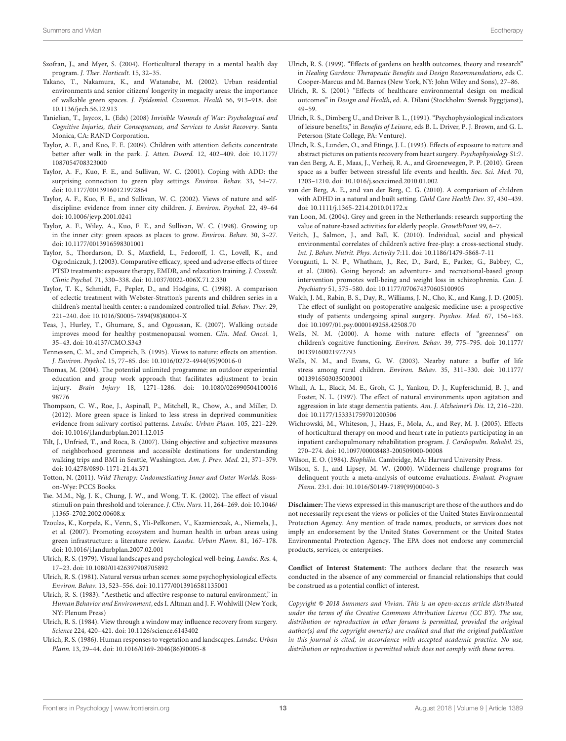Szofran, J., and Myer, S. (2004). Horticultural therapy in a mental health day program. *J. Ther. Horticult.* 15, 32–35.

Takano, T., Nakamura, K., and Watanabe, M. (2002). Urban residential environments and senior citizens' longevity in megacity areas: the importance of walkable green spaces. *J. Epidemiol. Commun. Health* 56, 913–918. doi: 10.1136/jech.56.12.913

Tanielian, T., Jaycox, L. (Eds) (2008) *Invisible Wounds of War: Psychological and Cognitive Injuries, their Consequences, and Services to Assist Recovery*. Santa Monica, CA: RAND Corporation.

Taylor, A. F., and Kuo, F. E. (2009). Children with attention deficits concentrate better after walk in the park. *J. Atten. Disord.* 12, 402–409. doi: 10.1177/1087054708323000

Taylor, A. F., Kuo, F. E., and Sullivan, W. C. (2001). Coping with ADD: the surprising connection to green play settings. *Environ. Behav.* 33, 54–77. doi: 10.1177/00139160121972864

Taylor, A. F., Kuo, F. E., and Sullivan, W. C. (2002). Views of nature and self-discipline: evidence from inner city children. *J. Environ. Psychol.* 22, 49–64 doi: 10.1006/jevp.2001.0241

Taylor, A. F., Wiley, A., Kuo, F. E., and Sullivan, W. C. (1998). Growing up in the inner city: green spaces as places to grow. *Environ. Behav.* 30, 3–27. doi: 10.1177/0013916598301001

Taylor, S., Thordarson, D. S., Maxfield, L., Fedoroff, I. C., Lovell, K., and Ogrodniczuk, J. (2003). Comparative efficacy, speed and adverse effects of three PTSD treatments: exposure therapy, EMDR, and relaxation training. *J. Consult. Clinic Psychol.* 71, 330–338. doi: 10.1037/0022-006X.71.2.330

Taylor, T. K., Schmidt, F., Pepler, D., and Hodgins, C. (1998). A comparison of eclectic treatment with Webster-Stratton's parents and children series in a children's mental health center: a randomized controlled trial. *Behav. Ther.* 29, 221–240. doi: 10.1016/S0005-7894(98)80004-X

Teas, J., Hurley, T., Ghumare, S., and Ogoussan, K. (2007). Walking outside improves mood for healthy postmenopausal women. *Clin. Med. Oncol.* 1, 35–43. doi: 10.4137/CMO.S343

Tennessen, C. M., and Cimprich, B. (1995). Views to nature: effects on attention. *J. Environ. Psychol.* 15, 77–85. doi: 10.1016/0272-4944(95)90016-0

Thomas, M. (2004). The potential unlimited programme: an outdoor experiential education and group work approach that facilitates adjustment to brain injury. *Brain Injury* 18, 1271–1286. doi: 10.1080/02699050410001698776

Thompson, C. W., Roe, J., Aspinall, P., Mitchell, R., Chow, A., and Miller, D. (2012). More green space is linked to less stress in deprived communities: evidence from salivary cortisol patterns. *Landsc. Urban Plann.* 105, 221–229. doi: 10.1016/j.landurbplan.2011.12.015

Tilt, J., Unfried, T., and Roca, B. (2007). Using objective and subjective measures of neighborhood greenness and accessible destinations for understanding walking trips and BMI in Seattle, Washington. *Am. J. Prev. Med.* 21, 371–379. doi: 10.4278/0890-1171-21.4s.371

Totton, N. (2011). *Wild Therapy: Undomesticating Inner and Outer Worlds*. Ross-on-Wye: PCCS Books.

Tse. M.M., Ng, J. K., Chung, J. W., and Wong, T. K. (2002). The effect of visual stimuli on pain threshold and tolerance. *J. Clin. Nurs.* 11, 264–269. doi: 10.1046/j.1365-2702.2002.00608.x

Tzoulas, K., Korpela, K., Venn, S., Yli-Pelkonen, V., Kazmierczak, A., Niemela, J., et al. (2007). Promoting ecosystem and human health in urban areas using green infrastructure: a literature review. *Landsc. Urban Plann.* 81, 167–178. doi: 10.1016/j.landurbplan.2007.02.001

Ulrich, R. S. (1979). Visual landscapes and psychological well-being. *Landsc. Res.* 4, 17–23. doi: 10.1080/01426397908705892

Ulrich, R. S. (1981). Natural versus urban scenes: some psychophysiological effects. *Environ. Behav.* 13, 523–556. doi: 10.1177/0013916581135001

Ulrich, R. S. (1983). "Aesthetic and affective response to natural environment," in *Human Behavior and Environment*, eds I. Altman and J. F. Wohlwill (New York, NY: Plenum Press)

Ulrich, R. S. (1984). View through a window may influence recovery from surgery. *Science* 224, 420–421. doi: 10.1126/science.6143402

Ulrich, R. S. (1986). Human responses to vegetation and landscapes. *Landsc. Urban Plann.* 13, 29–44. doi: 10.1016/0169-2046(86)90005-8

Ulrich, R. S. (1999). "Effects of gardens on health outcomes, theory and research" in *Healing Gardens: Therapeutic Benefits and Design Recommendations*, eds C. Cooper-Marcus and M. Barnes (New York, NY: John Wiley and Sons), 27–86.

Ulrich, R. S. (2001) "Effects of healthcare environmental design on medical outcomes" in *Design and Health*, ed. A. Dilani (Stockholm: Svensk Byggtjanst), 49–59.

Ulrich, R. S., Dimberg U., and Driver B. L., (1991). "Psychophysiological indicators of leisure benefits," in *Benefits of Leisure*, eds B. L. Driver, P. J. Brown, and G. L. Peterson (State College, PA: Venture).

Ulrich, R. S., Lunden, O., and Etinge, J. L. (1993). Effects of exposure to nature and abstract pictures on patients recovery from heart surgery. *Psychophysiology* S1:7.

van den Berg, A. E., Maas, J., Verheij, R. A., and Groenewegen, P. P. (2010). Green space as a buffer between stressful life events and health. *Soc. Sci. Med.* 70, 1203–1210. doi: 10.1016/j.socscimed.2010.01.002

van der Berg, A. E., and van der Berg, C. G. (2010). A comparison of children with ADHD in a natural and built setting. *Child Care Health Dev.* 37, 430–439. doi: 10.1111/j.1365-2214.2010.01172.x

van Loon, M. (2004). Grey and green in the Netherlands: research supporting the value of nature-based activities for elderly people. *GrowthPoint* 99, 6–7.

Veitch, J., Salmon, J., and Ball, K. (2010). Individual, social and physical environmental correlates of children's active free-play: a cross-sectional study. *Int. J. Behav. Nutrit. Phys. Activity* 7:11. doi: 10.1186/1479-5868-7-11

Voruganti, L. N. P., Whatham, J., Rec, D., Bard, E., Parker, G., Babbey, C., et al. (2006). Going beyond: an adventure- and recreational-based group intervention promotes well-being and weight loss in schizophrenia. *Can. J. Psychiatry* 51, 575–580. doi: 10.1177/070674370605100905

Walch, J. M., Rabin, B. S., Day, R., Williams, J. N., Cho, K., and Kang, J. D. (2005). The effect of sunlight on postoperative analgesic medicine use: a prospective study of patients undergoing spinal surgery. *Psychos. Med.* 67, 156–163. doi: 10.1097/01.psy.0000149258.42508.70

Wells, N. M. (2000). A home with nature: effects of "greenness" on children's cognitive functioning. *Environ. Behav.* 39, 775–795. doi: 10.1177/00139160021972793

Wells, N. M., and Evans, G. W. (2003). Nearby nature: a buffer of life stress among rural children. *Environ. Behav.* 35, 311–330. doi: 10.1177/0013916503035003001

Whall, A. L., Black, M. E., Groh, C. J., Yankou, D. J., Kupferschmid, B. J., and Foster, N. L. (1997). The effect of natural environments upon agitation and aggression in late stage dementia patients. *Am. J. Alzheimer's Dis.* 12, 216–220. doi: 10.1177/153331759701200506

Wichrowski, M., Whiteson, J., Haas, F., Mola, A., and Rey, M. J. (2005). Effects of horticultural therapy on mood and heart rate in patients participating in an inpatient cardiopulmonary rehabilitation program. *J. Cardiopulm. Rehabil.* 25, 270–274. doi: 10.1097/00008483-200509000-00008

Wilson, E. O. (1984). *Biophilia*. Cambridge, MA: Harvard University Press.

Wilson, S. J., and Lipsey, M. W. (2000). Wilderness challenge programs for delinquent youth: a meta-analysis of outcome evaluations. *Evaluat. Program Plann.* 23:1. doi: 10.1016/S0149-7189(99)00040-3

**Disclaimer:** The views expressed in this manuscript are those of the authors and do not necessarily represent the views or policies of the United States Environmental Protection Agency. Any mention of trade names, products, or services does not imply an endorsement by the United States Government or the United States Environmental Protection Agency. The EPA does not endorse any commercial products, services, or enterprises.

**Conflict of Interest Statement:** The authors declare that the research was conducted in the absence of any commercial or financial relationships that could be construed as a potential conflict of interest.

*Copyright © 2018 Summers and Vivian. This is an open-access article distributed under the terms of the Creative Commons Attribution License (CC BY). The use, distribution or reproduction in other forums is permitted, provided the original author(s) and the copyright owner(s) are credited and that the original publication in this journal is cited, in accordance with accepted academic practice. No use, distribution or reproduction is permitted which does not comply with these terms.*